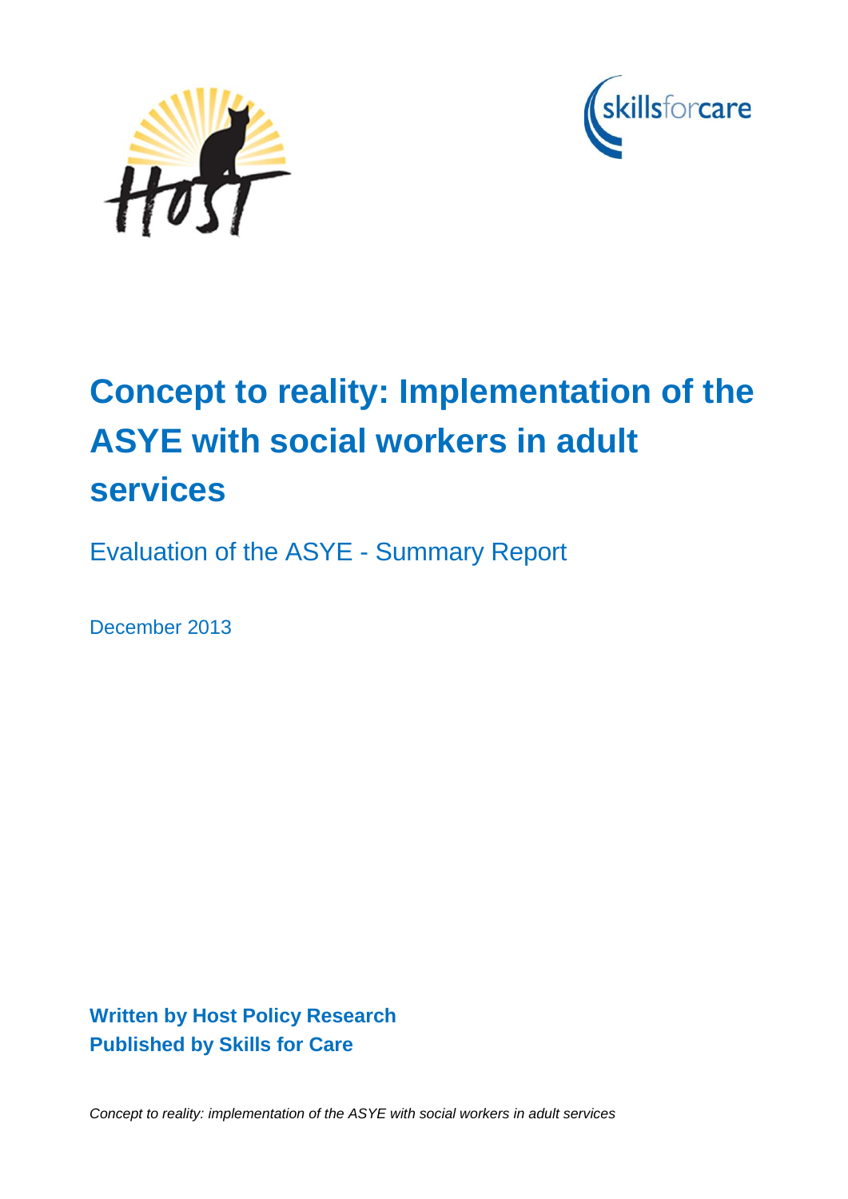# Concept to reality: Implementation of the ASYE with social workers in adult services

Evaluation of the ASYE - Summary Report

December 2013

**Written by Host Policy Research**
**Published by Skills for Care**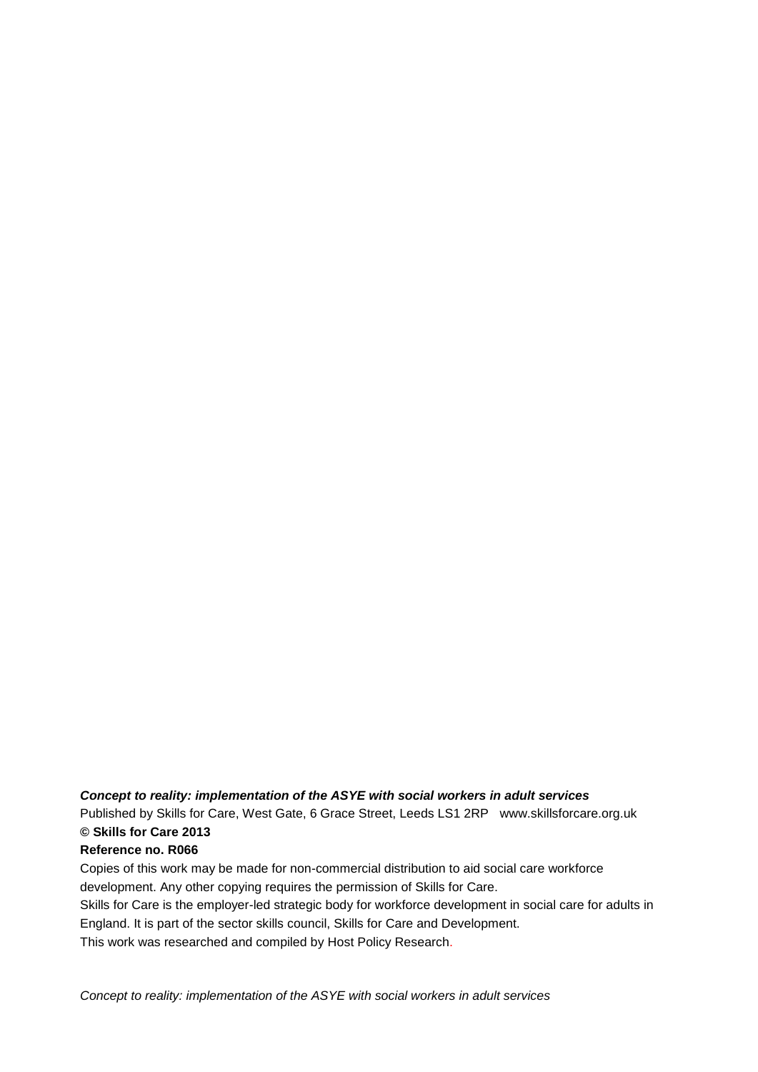***Concept to reality: implementation of the ASYE with social workers in adult services***

Published by Skills for Care, West Gate, 6 Grace Street, Leeds LS1 2RP www.skillsforcare.org.uk

**© Skills for Care 2013**

**Reference no. R066**

Copies of this work may be made for non-commercial distribution to aid social care workforce development. Any other copying requires the permission of Skills for Care.

Skills for Care is the employer-led strategic body for workforce development in social care for adults in England. It is part of the sector skills council, Skills for Care and Development.

This work was researched and compiled by Host Policy Research.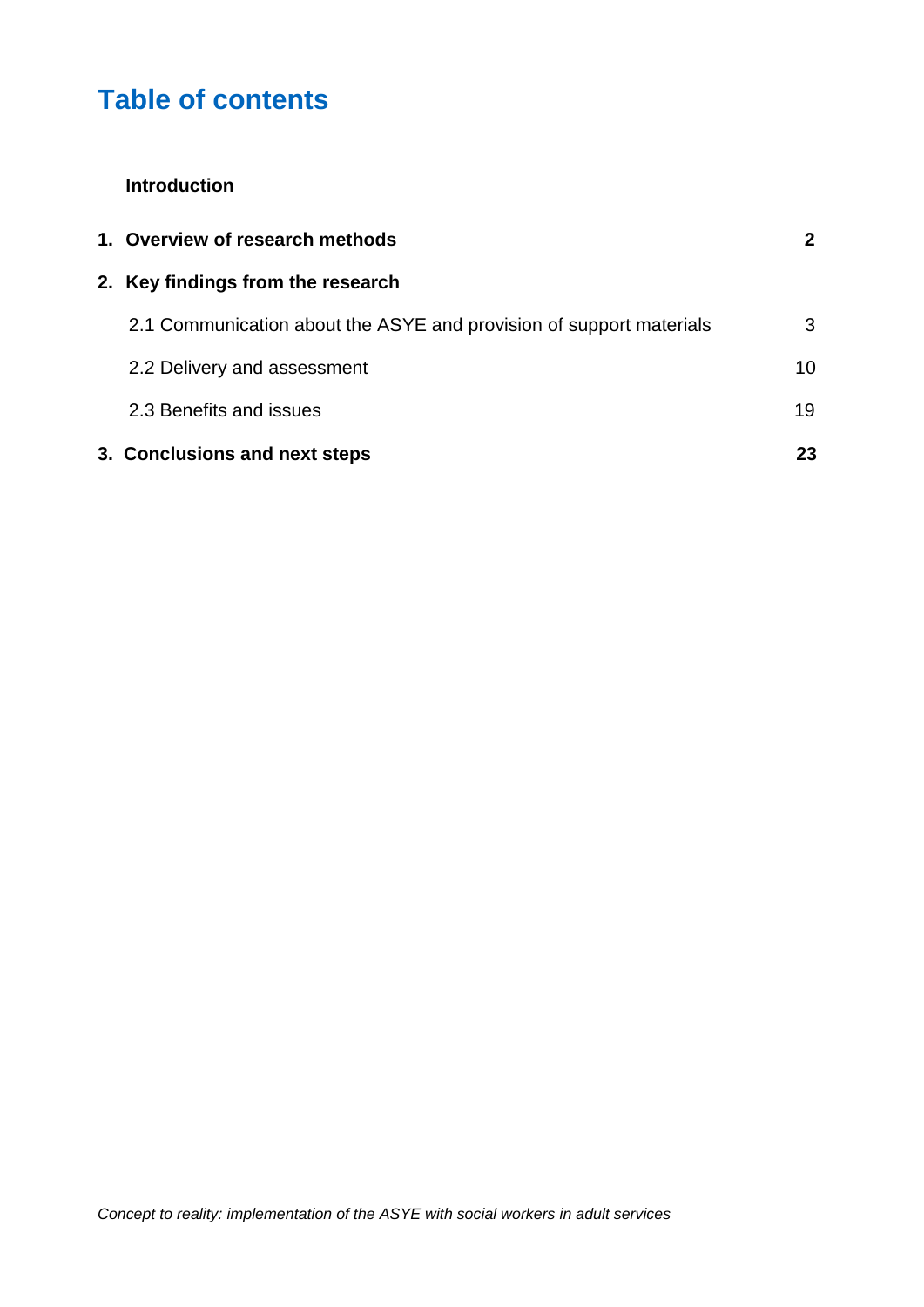# Table of contents

**Introduction**

| | |
|---|---|
| **1. Overview of research methods** | **2** |
| **2. Key findings from the research** | |
| 2.1 Communication about the ASYE and provision of support materials | 3 |
| 2.2 Delivery and assessment | 10 |
| 2.3 Benefits and issues | 19 |
| **3. Conclusions and next steps** | **23** |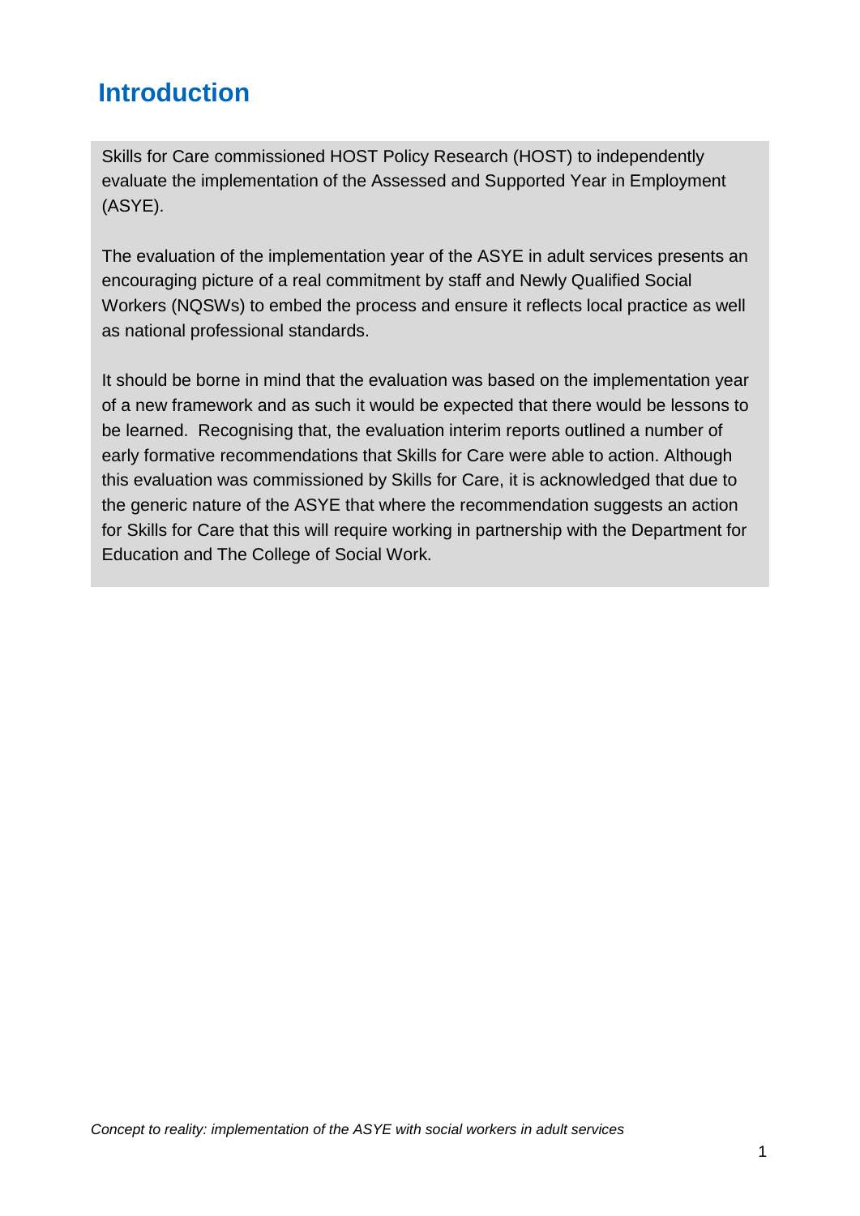## Introduction

Skills for Care commissioned HOST Policy Research (HOST) to independently evaluate the implementation of the Assessed and Supported Year in Employment (ASYE).

The evaluation of the implementation year of the ASYE in adult services presents an encouraging picture of a real commitment by staff and Newly Qualified Social Workers (NQSWs) to embed the process and ensure it reflects local practice as well as national professional standards.

It should be borne in mind that the evaluation was based on the implementation year of a new framework and as such it would be expected that there would be lessons to be learned. Recognising that, the evaluation interim reports outlined a number of early formative recommendations that Skills for Care were able to action. Although this evaluation was commissioned by Skills for Care, it is acknowledged that due to the generic nature of the ASYE that where the recommendation suggests an action for Skills for Care that this will require working in partnership with the Department for Education and The College of Social Work.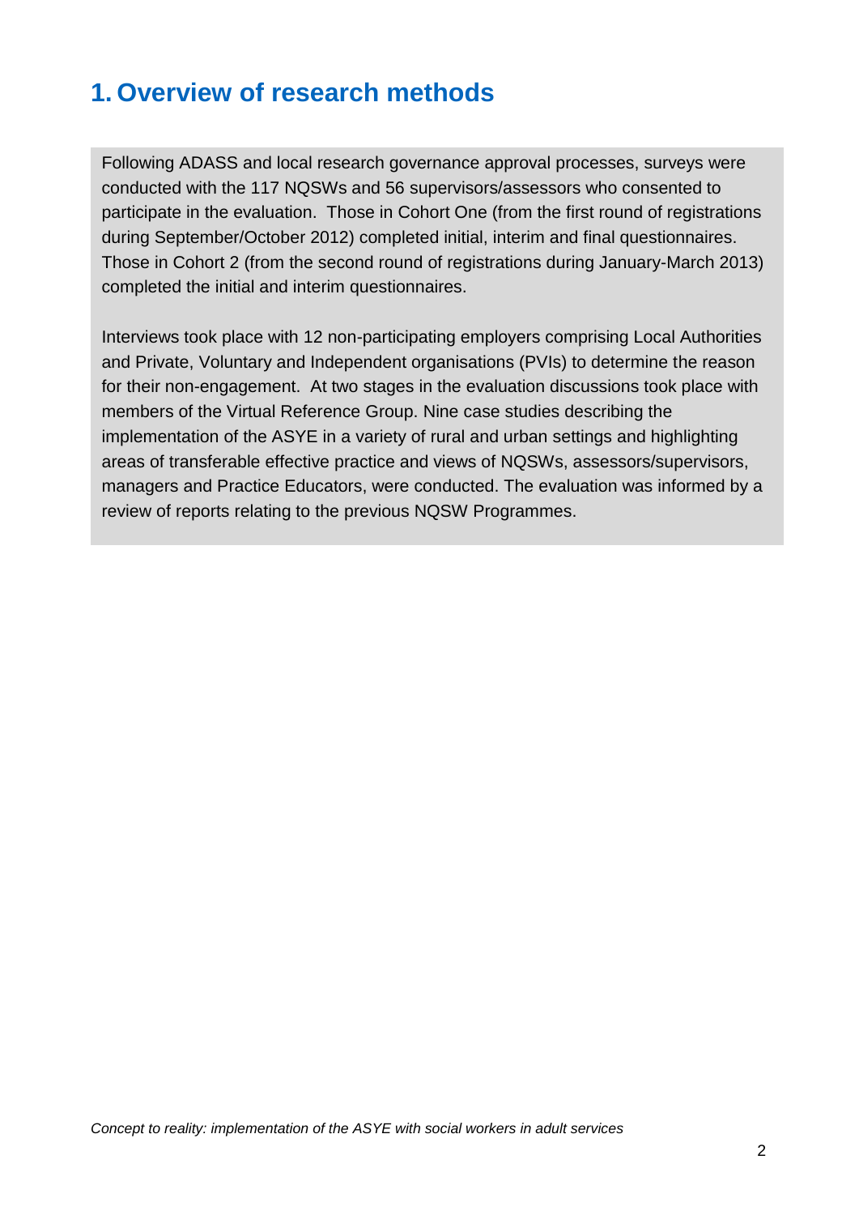# 1. Overview of research methods

Following ADASS and local research governance approval processes, surveys were conducted with the 117 NQSWs and 56 supervisors/assessors who consented to participate in the evaluation. Those in Cohort One (from the first round of registrations during September/October 2012) completed initial, interim and final questionnaires. Those in Cohort 2 (from the second round of registrations during January-March 2013) completed the initial and interim questionnaires.

Interviews took place with 12 non-participating employers comprising Local Authorities and Private, Voluntary and Independent organisations (PVIs) to determine the reason for their non-engagement. At two stages in the evaluation discussions took place with members of the Virtual Reference Group. Nine case studies describing the implementation of the ASYE in a variety of rural and urban settings and highlighting areas of transferable effective practice and views of NQSWs, assessors/supervisors, managers and Practice Educators, were conducted. The evaluation was informed by a review of reports relating to the previous NQSW Programmes.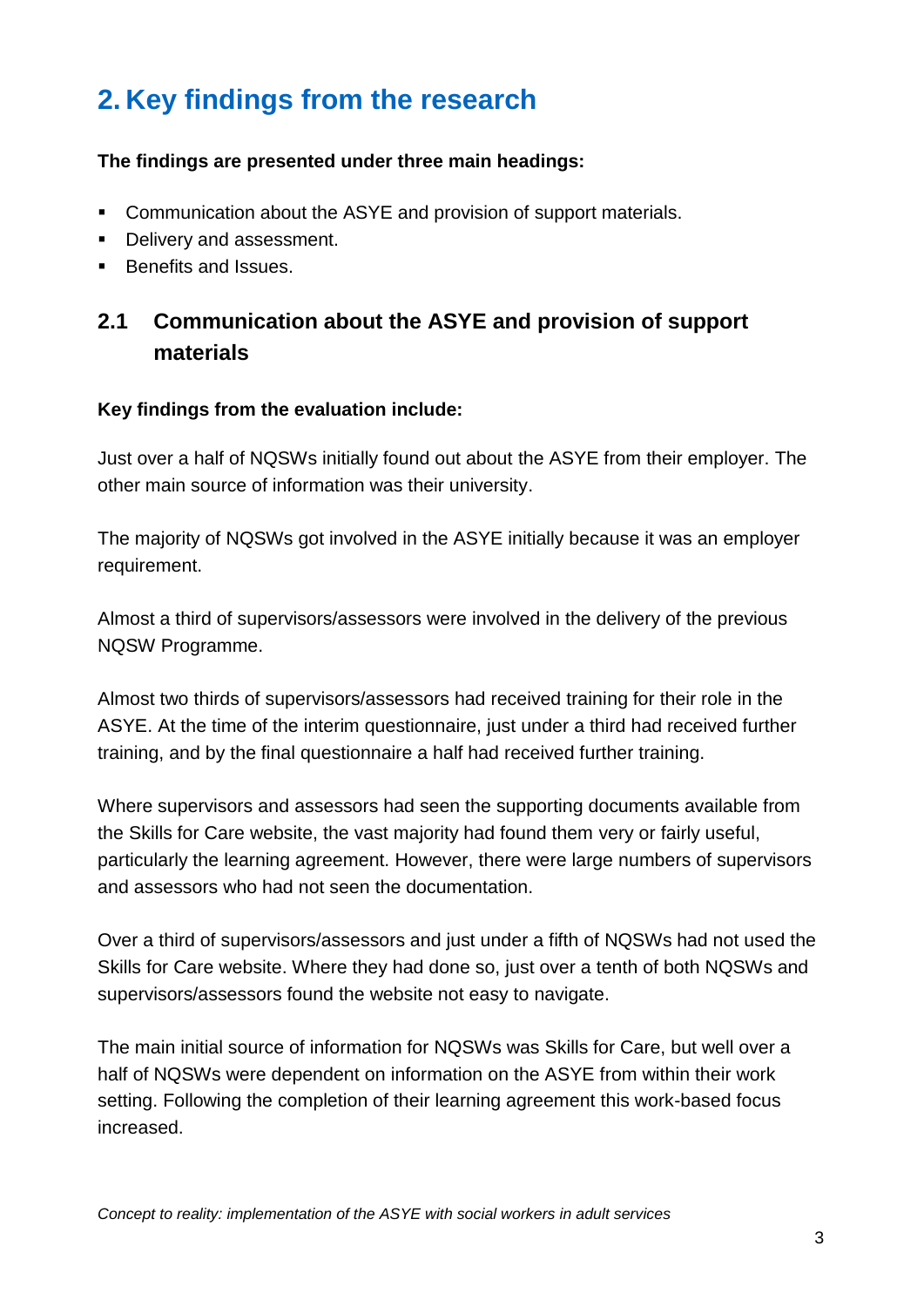# 2. Key findings from the research

**The findings are presented under three main headings:**

- Communication about the ASYE and provision of support materials.
- Delivery and assessment.
- Benefits and Issues.

## 2.1 Communication about the ASYE and provision of support materials

**Key findings from the evaluation include:**

Just over a half of NQSWs initially found out about the ASYE from their employer. The other main source of information was their university.

The majority of NQSWs got involved in the ASYE initially because it was an employer requirement.

Almost a third of supervisors/assessors were involved in the delivery of the previous NQSW Programme.

Almost two thirds of supervisors/assessors had received training for their role in the ASYE. At the time of the interim questionnaire, just under a third had received further training, and by the final questionnaire a half had received further training.

Where supervisors and assessors had seen the supporting documents available from the Skills for Care website, the vast majority had found them very or fairly useful, particularly the learning agreement. However, there were large numbers of supervisors and assessors who had not seen the documentation.

Over a third of supervisors/assessors and just under a fifth of NQSWs had not used the Skills for Care website. Where they had done so, just over a tenth of both NQSWs and supervisors/assessors found the website not easy to navigate.

The main initial source of information for NQSWs was Skills for Care, but well over a half of NQSWs were dependent on information on the ASYE from within their work setting. Following the completion of their learning agreement this work-based focus increased.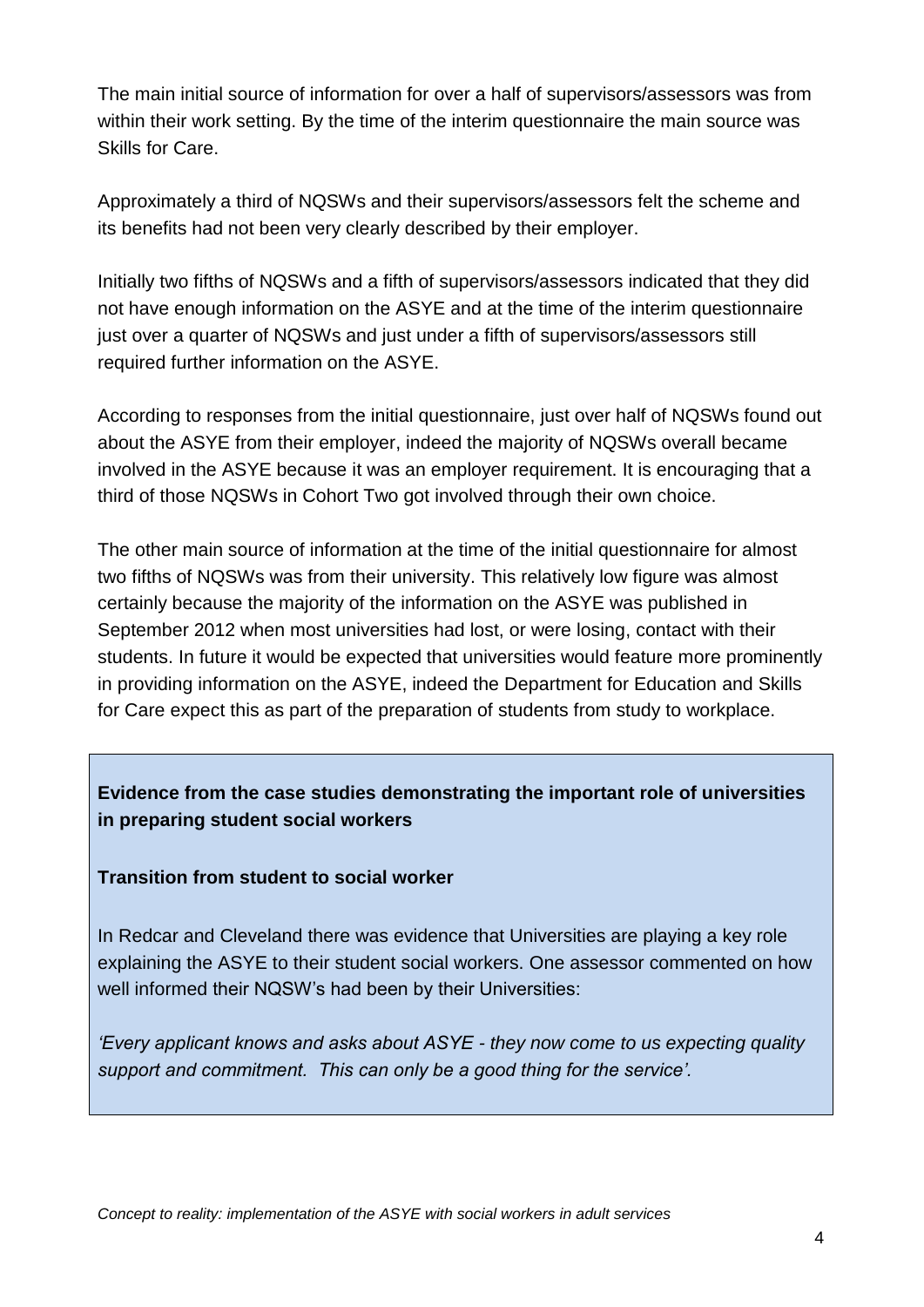The main initial source of information for over a half of supervisors/assessors was from within their work setting. By the time of the interim questionnaire the main source was Skills for Care.

Approximately a third of NQSWs and their supervisors/assessors felt the scheme and its benefits had not been very clearly described by their employer.

Initially two fifths of NQSWs and a fifth of supervisors/assessors indicated that they did not have enough information on the ASYE and at the time of the interim questionnaire just over a quarter of NQSWs and just under a fifth of supervisors/assessors still required further information on the ASYE.

According to responses from the initial questionnaire, just over half of NQSWs found out about the ASYE from their employer, indeed the majority of NQSWs overall became involved in the ASYE because it was an employer requirement. It is encouraging that a third of those NQSWs in Cohort Two got involved through their own choice.

The other main source of information at the time of the initial questionnaire for almost two fifths of NQSWs was from their university. This relatively low figure was almost certainly because the majority of the information on the ASYE was published in September 2012 when most universities had lost, or were losing, contact with their students. In future it would be expected that universities would feature more prominently in providing information on the ASYE, indeed the Department for Education and Skills for Care expect this as part of the preparation of students from study to workplace.

**Evidence from the case studies demonstrating the important role of universities in preparing student social workers**

**Transition from student to social worker**

In Redcar and Cleveland there was evidence that Universities are playing a key role explaining the ASYE to their student social workers. One assessor commented on how well informed their NQSW's had been by their Universities:

*'Every applicant knows and asks about ASYE - they now come to us expecting quality support and commitment. This can only be a good thing for the service'.*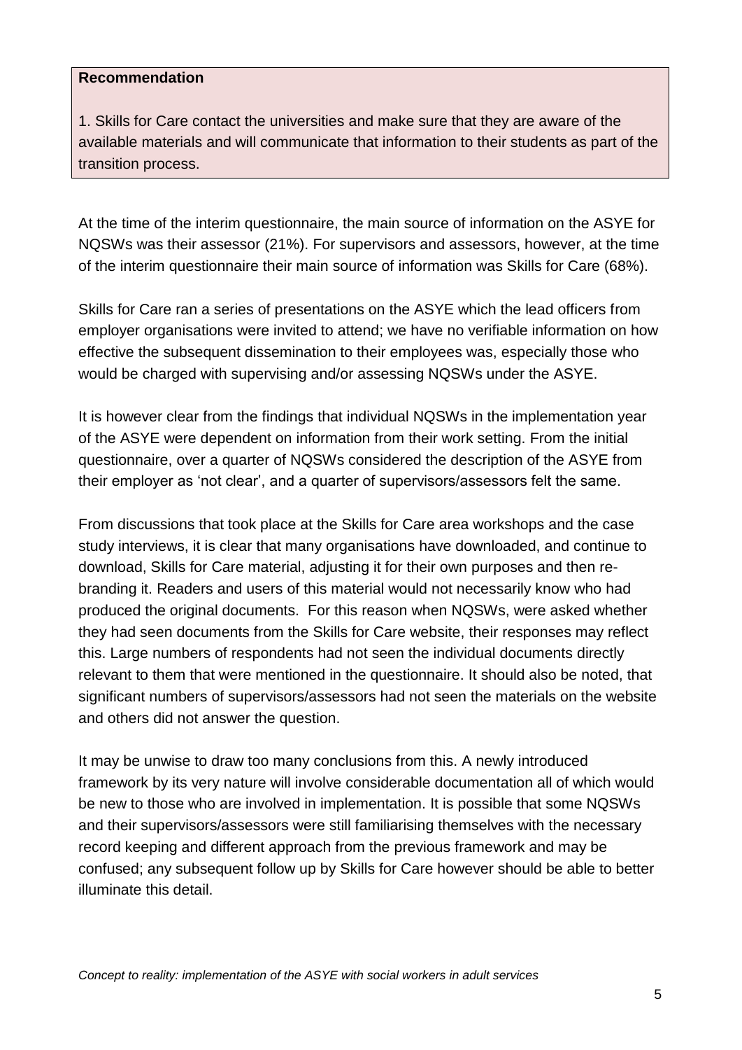**Recommendation**

1. Skills for Care contact the universities and make sure that they are aware of the available materials and will communicate that information to their students as part of the transition process.

At the time of the interim questionnaire, the main source of information on the ASYE for NQSWs was their assessor (21%). For supervisors and assessors, however, at the time of the interim questionnaire their main source of information was Skills for Care (68%).

Skills for Care ran a series of presentations on the ASYE which the lead officers from employer organisations were invited to attend; we have no verifiable information on how effective the subsequent dissemination to their employees was, especially those who would be charged with supervising and/or assessing NQSWs under the ASYE.

It is however clear from the findings that individual NQSWs in the implementation year of the ASYE were dependent on information from their work setting. From the initial questionnaire, over a quarter of NQSWs considered the description of the ASYE from their employer as 'not clear', and a quarter of supervisors/assessors felt the same.

From discussions that took place at the Skills for Care area workshops and the case study interviews, it is clear that many organisations have downloaded, and continue to download, Skills for Care material, adjusting it for their own purposes and then re-branding it. Readers and users of this material would not necessarily know who had produced the original documents. For this reason when NQSWs, were asked whether they had seen documents from the Skills for Care website, their responses may reflect this. Large numbers of respondents had not seen the individual documents directly relevant to them that were mentioned in the questionnaire. It should also be noted, that significant numbers of supervisors/assessors had not seen the materials on the website and others did not answer the question.

It may be unwise to draw too many conclusions from this. A newly introduced framework by its very nature will involve considerable documentation all of which would be new to those who are involved in implementation. It is possible that some NQSWs and their supervisors/assessors were still familiarising themselves with the necessary record keeping and different approach from the previous framework and may be confused; any subsequent follow up by Skills for Care however should be able to better illuminate this detail.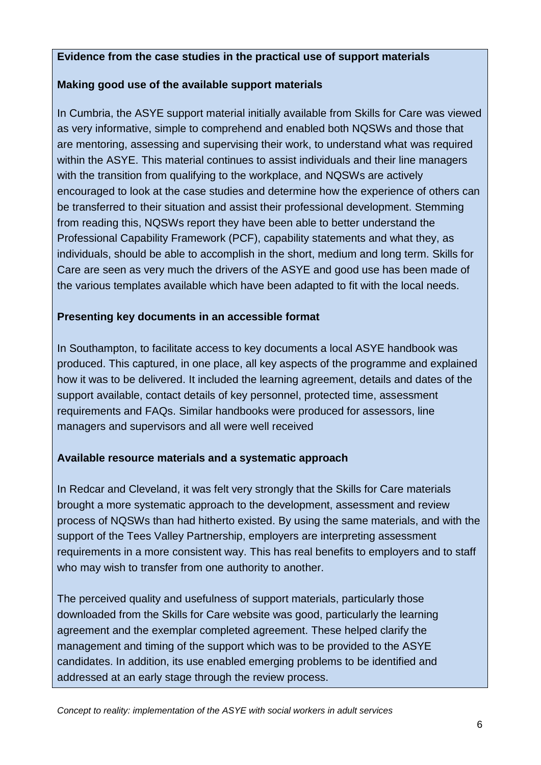**Evidence from the case studies in the practical use of support materials**

**Making good use of the available support materials**

In Cumbria, the ASYE support material initially available from Skills for Care was viewed as very informative, simple to comprehend and enabled both NQSWs and those that are mentoring, assessing and supervising their work, to understand what was required within the ASYE. This material continues to assist individuals and their line managers with the transition from qualifying to the workplace, and NQSWs are actively encouraged to look at the case studies and determine how the experience of others can be transferred to their situation and assist their professional development. Stemming from reading this, NQSWs report they have been able to better understand the Professional Capability Framework (PCF), capability statements and what they, as individuals, should be able to accomplish in the short, medium and long term. Skills for Care are seen as very much the drivers of the ASYE and good use has been made of the various templates available which have been adapted to fit with the local needs.

**Presenting key documents in an accessible format**

In Southampton, to facilitate access to key documents a local ASYE handbook was produced. This captured, in one place, all key aspects of the programme and explained how it was to be delivered. It included the learning agreement, details and dates of the support available, contact details of key personnel, protected time, assessment requirements and FAQs. Similar handbooks were produced for assessors, line managers and supervisors and all were well received

**Available resource materials and a systematic approach**

In Redcar and Cleveland, it was felt very strongly that the Skills for Care materials brought a more systematic approach to the development, assessment and review process of NQSWs than had hitherto existed. By using the same materials, and with the support of the Tees Valley Partnership, employers are interpreting assessment requirements in a more consistent way. This has real benefits to employers and to staff who may wish to transfer from one authority to another.

The perceived quality and usefulness of support materials, particularly those downloaded from the Skills for Care website was good, particularly the learning agreement and the exemplar completed agreement. These helped clarify the management and timing of the support which was to be provided to the ASYE candidates. In addition, its use enabled emerging problems to be identified and addressed at an early stage through the review process.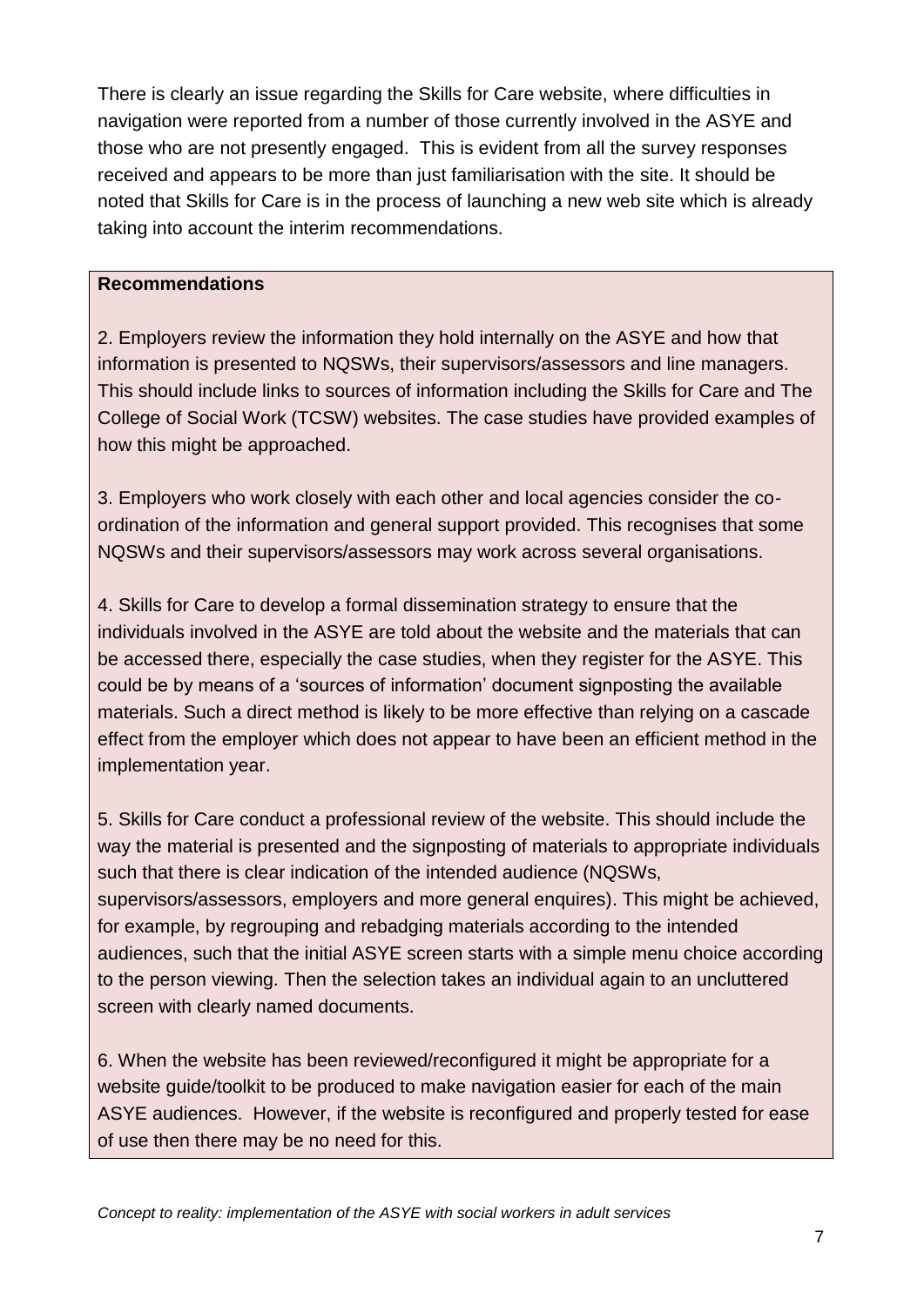There is clearly an issue regarding the Skills for Care website, where difficulties in navigation were reported from a number of those currently involved in the ASYE and those who are not presently engaged. This is evident from all the survey responses received and appears to be more than just familiarisation with the site. It should be noted that Skills for Care is in the process of launching a new web site which is already taking into account the interim recommendations.

**Recommendations**

2. Employers review the information they hold internally on the ASYE and how that information is presented to NQSWs, their supervisors/assessors and line managers. This should include links to sources of information including the Skills for Care and The College of Social Work (TCSW) websites. The case studies have provided examples of how this might be approached.

3. Employers who work closely with each other and local agencies consider the co-ordination of the information and general support provided. This recognises that some NQSWs and their supervisors/assessors may work across several organisations.

4. Skills for Care to develop a formal dissemination strategy to ensure that the individuals involved in the ASYE are told about the website and the materials that can be accessed there, especially the case studies, when they register for the ASYE. This could be by means of a 'sources of information' document signposting the available materials. Such a direct method is likely to be more effective than relying on a cascade effect from the employer which does not appear to have been an efficient method in the implementation year.

5. Skills for Care conduct a professional review of the website. This should include the way the material is presented and the signposting of materials to appropriate individuals such that there is clear indication of the intended audience (NQSWs, supervisors/assessors, employers and more general enquires). This might be achieved, for example, by regrouping and rebadging materials according to the intended audiences, such that the initial ASYE screen starts with a simple menu choice according to the person viewing. Then the selection takes an individual again to an uncluttered screen with clearly named documents.

6. When the website has been reviewed/reconfigured it might be appropriate for a website guide/toolkit to be produced to make navigation easier for each of the main ASYE audiences. However, if the website is reconfigured and properly tested for ease of use then there may be no need for this.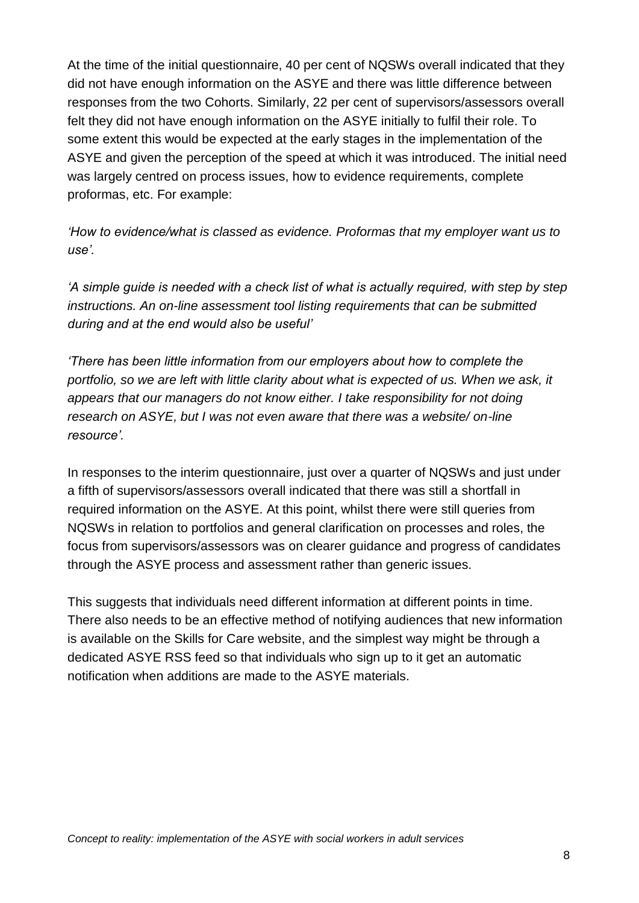At the time of the initial questionnaire, 40 per cent of NQSWs overall indicated that they did not have enough information on the ASYE and there was little difference between responses from the two Cohorts. Similarly, 22 per cent of supervisors/assessors overall felt they did not have enough information on the ASYE initially to fulfil their role. To some extent this would be expected at the early stages in the implementation of the ASYE and given the perception of the speed at which it was introduced. The initial need was largely centred on process issues, how to evidence requirements, complete proformas, etc. For example:

*'How to evidence/what is classed as evidence. Proformas that my employer want us to use'.*

*'A simple guide is needed with a check list of what is actually required, with step by step instructions. An on-line assessment tool listing requirements that can be submitted during and at the end would also be useful'*

*'There has been little information from our employers about how to complete the portfolio, so we are left with little clarity about what is expected of us. When we ask, it appears that our managers do not know either. I take responsibility for not doing research on ASYE, but I was not even aware that there was a website/ on-line resource'.*

In responses to the interim questionnaire, just over a quarter of NQSWs and just under a fifth of supervisors/assessors overall indicated that there was still a shortfall in required information on the ASYE. At this point, whilst there were still queries from NQSWs in relation to portfolios and general clarification on processes and roles, the focus from supervisors/assessors was on clearer guidance and progress of candidates through the ASYE process and assessment rather than generic issues.

This suggests that individuals need different information at different points in time. There also needs to be an effective method of notifying audiences that new information is available on the Skills for Care website, and the simplest way might be through a dedicated ASYE RSS feed so that individuals who sign up to it get an automatic notification when additions are made to the ASYE materials.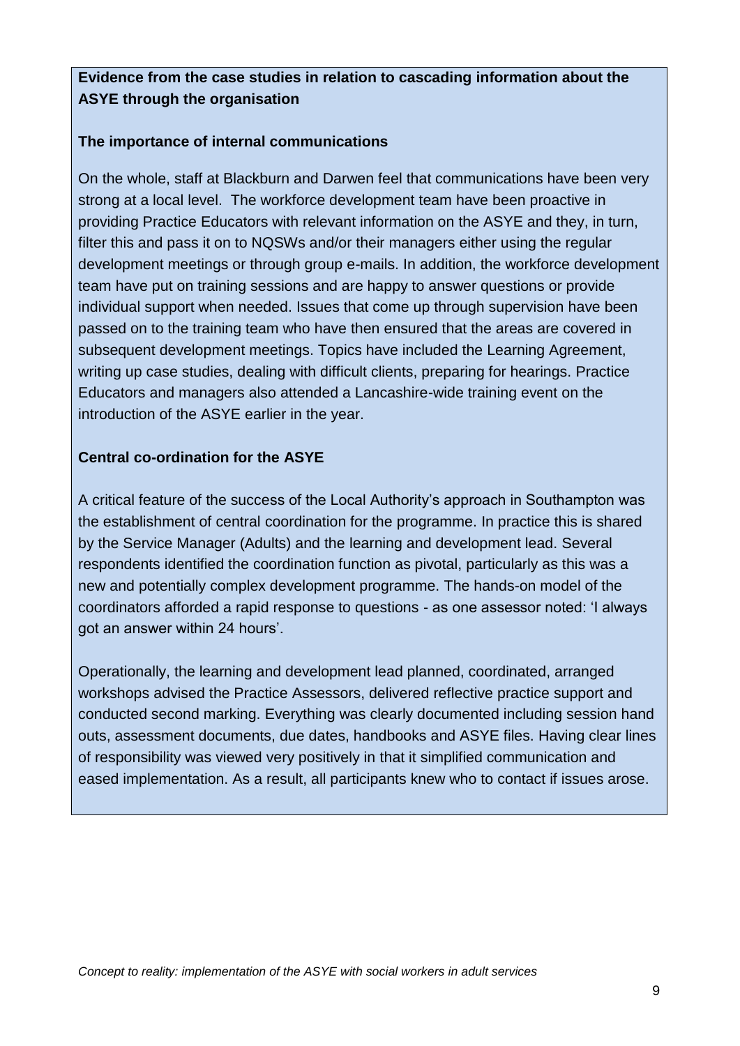**Evidence from the case studies in relation to cascading information about the ASYE through the organisation**

**The importance of internal communications**

On the whole, staff at Blackburn and Darwen feel that communications have been very strong at a local level. The workforce development team have been proactive in providing Practice Educators with relevant information on the ASYE and they, in turn, filter this and pass it on to NQSWs and/or their managers either using the regular development meetings or through group e-mails. In addition, the workforce development team have put on training sessions and are happy to answer questions or provide individual support when needed. Issues that come up through supervision have been passed on to the training team who have then ensured that the areas are covered in subsequent development meetings. Topics have included the Learning Agreement, writing up case studies, dealing with difficult clients, preparing for hearings. Practice Educators and managers also attended a Lancashire-wide training event on the introduction of the ASYE earlier in the year.

**Central co-ordination for the ASYE**

A critical feature of the success of the Local Authority's approach in Southampton was the establishment of central coordination for the programme. In practice this is shared by the Service Manager (Adults) and the learning and development lead. Several respondents identified the coordination function as pivotal, particularly as this was a new and potentially complex development programme. The hands-on model of the coordinators afforded a rapid response to questions - as one assessor noted: 'I always got an answer within 24 hours'.

Operationally, the learning and development lead planned, coordinated, arranged workshops advised the Practice Assessors, delivered reflective practice support and conducted second marking. Everything was clearly documented including session hand outs, assessment documents, due dates, handbooks and ASYE files. Having clear lines of responsibility was viewed very positively in that it simplified communication and eased implementation. As a result, all participants knew who to contact if issues arose.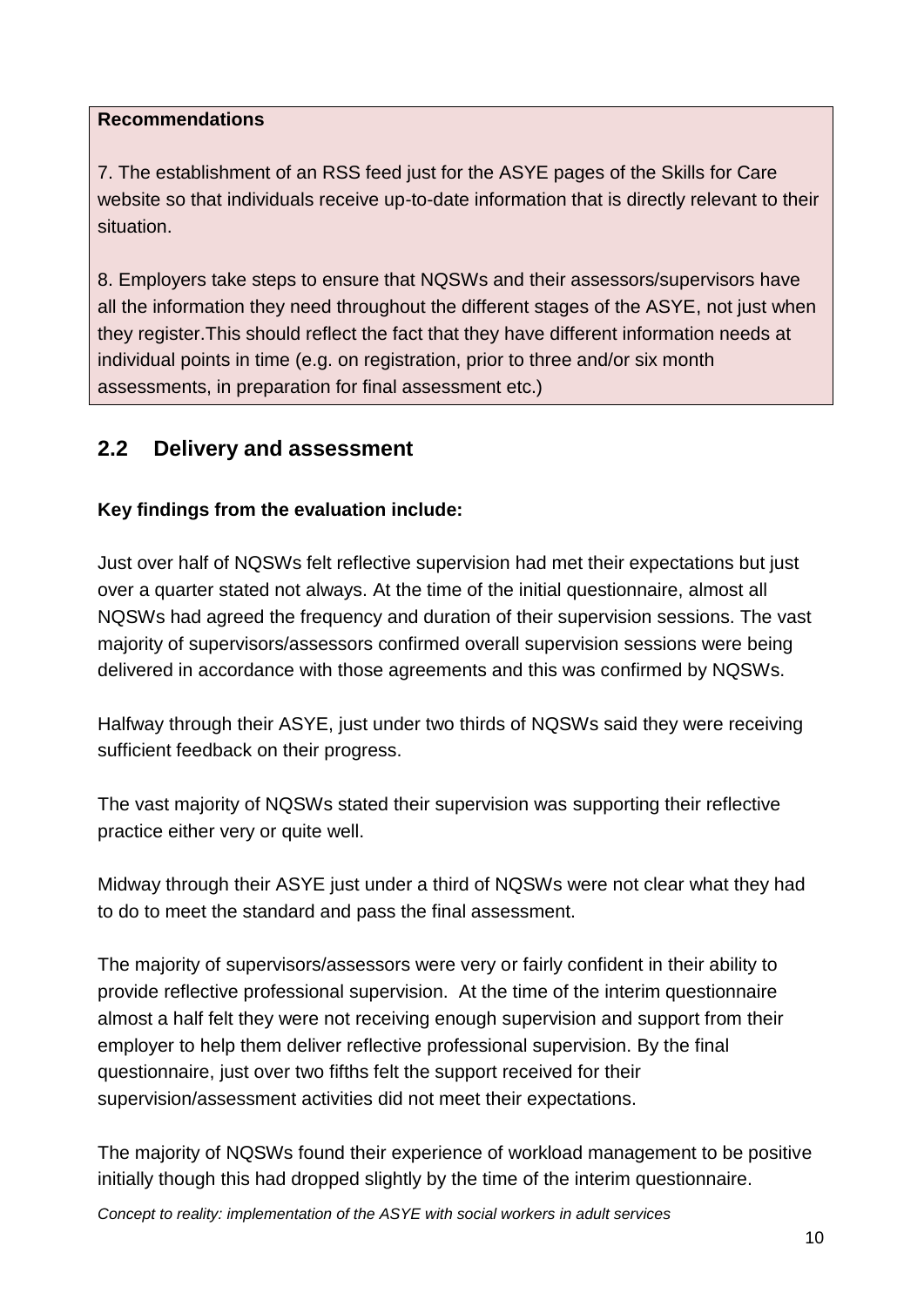**Recommendations**

7. The establishment of an RSS feed just for the ASYE pages of the Skills for Care website so that individuals receive up-to-date information that is directly relevant to their situation.

8. Employers take steps to ensure that NQSWs and their assessors/supervisors have all the information they need throughout the different stages of the ASYE, not just when they register.This should reflect the fact that they have different information needs at individual points in time (e.g. on registration, prior to three and/or six month assessments, in preparation for final assessment etc.)

## 2.2 Delivery and assessment

**Key findings from the evaluation include:**

Just over half of NQSWs felt reflective supervision had met their expectations but just over a quarter stated not always. At the time of the initial questionnaire, almost all NQSWs had agreed the frequency and duration of their supervision sessions. The vast majority of supervisors/assessors confirmed overall supervision sessions were being delivered in accordance with those agreements and this was confirmed by NQSWs.

Halfway through their ASYE, just under two thirds of NQSWs said they were receiving sufficient feedback on their progress.

The vast majority of NQSWs stated their supervision was supporting their reflective practice either very or quite well.

Midway through their ASYE just under a third of NQSWs were not clear what they had to do to meet the standard and pass the final assessment.

The majority of supervisors/assessors were very or fairly confident in their ability to provide reflective professional supervision. At the time of the interim questionnaire almost a half felt they were not receiving enough supervision and support from their employer to help them deliver reflective professional supervision. By the final questionnaire, just over two fifths felt the support received for their supervision/assessment activities did not meet their expectations.

The majority of NQSWs found their experience of workload management to be positive initially though this had dropped slightly by the time of the interim questionnaire.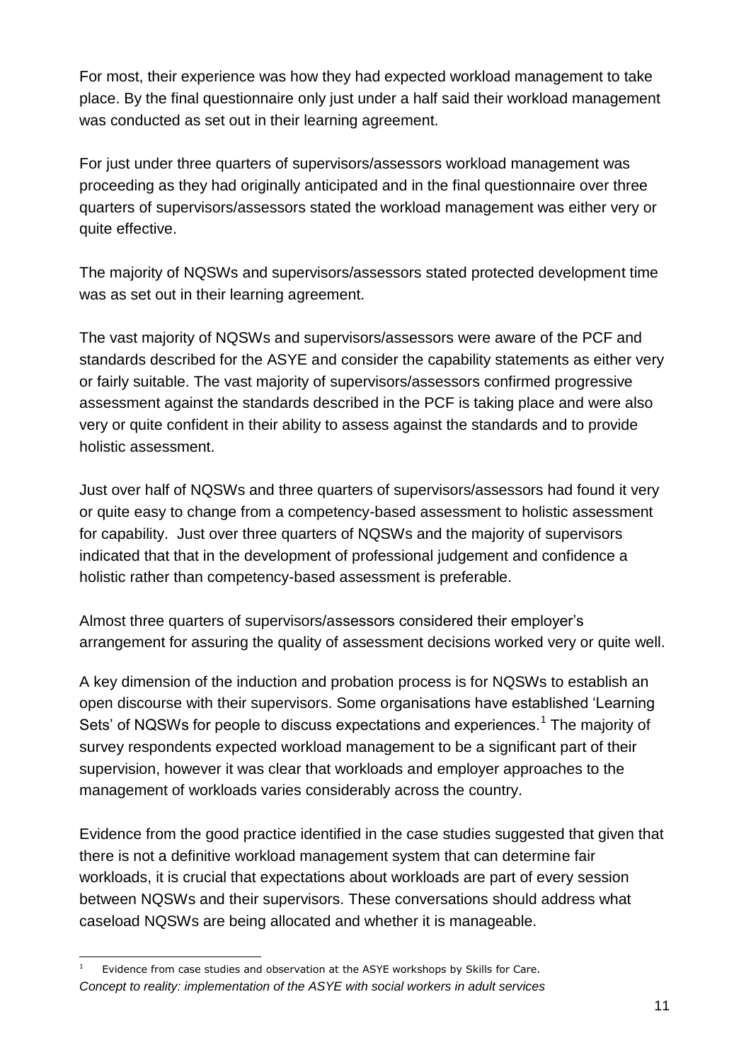For most, their experience was how they had expected workload management to take place. By the final questionnaire only just under a half said their workload management was conducted as set out in their learning agreement.

For just under three quarters of supervisors/assessors workload management was proceeding as they had originally anticipated and in the final questionnaire over three quarters of supervisors/assessors stated the workload management was either very or quite effective.

The majority of NQSWs and supervisors/assessors stated protected development time was as set out in their learning agreement.

The vast majority of NQSWs and supervisors/assessors were aware of the PCF and standards described for the ASYE and consider the capability statements as either very or fairly suitable. The vast majority of supervisors/assessors confirmed progressive assessment against the standards described in the PCF is taking place and were also very or quite confident in their ability to assess against the standards and to provide holistic assessment.

Just over half of NQSWs and three quarters of supervisors/assessors had found it very or quite easy to change from a competency-based assessment to holistic assessment for capability. Just over three quarters of NQSWs and the majority of supervisors indicated that that in the development of professional judgement and confidence a holistic rather than competency-based assessment is preferable.

Almost three quarters of supervisors/assessors considered their employer's arrangement for assuring the quality of assessment decisions worked very or quite well.

A key dimension of the induction and probation process is for NQSWs to establish an open discourse with their supervisors. Some organisations have established 'Learning Sets' of NQSWs for people to discuss expectations and experiences.[1] The majority of survey respondents expected workload management to be a significant part of their supervision, however it was clear that workloads and employer approaches to the management of workloads varies considerably across the country.

Evidence from the good practice identified in the case studies suggested that given that there is not a definitive workload management system that can determine fair workloads, it is crucial that expectations about workloads are part of every session between NQSWs and their supervisors. These conversations should address what caseload NQSWs are being allocated and whether it is manageable.

---

[1] Evidence from case studies and observation at the ASYE workshops by Skills for Care.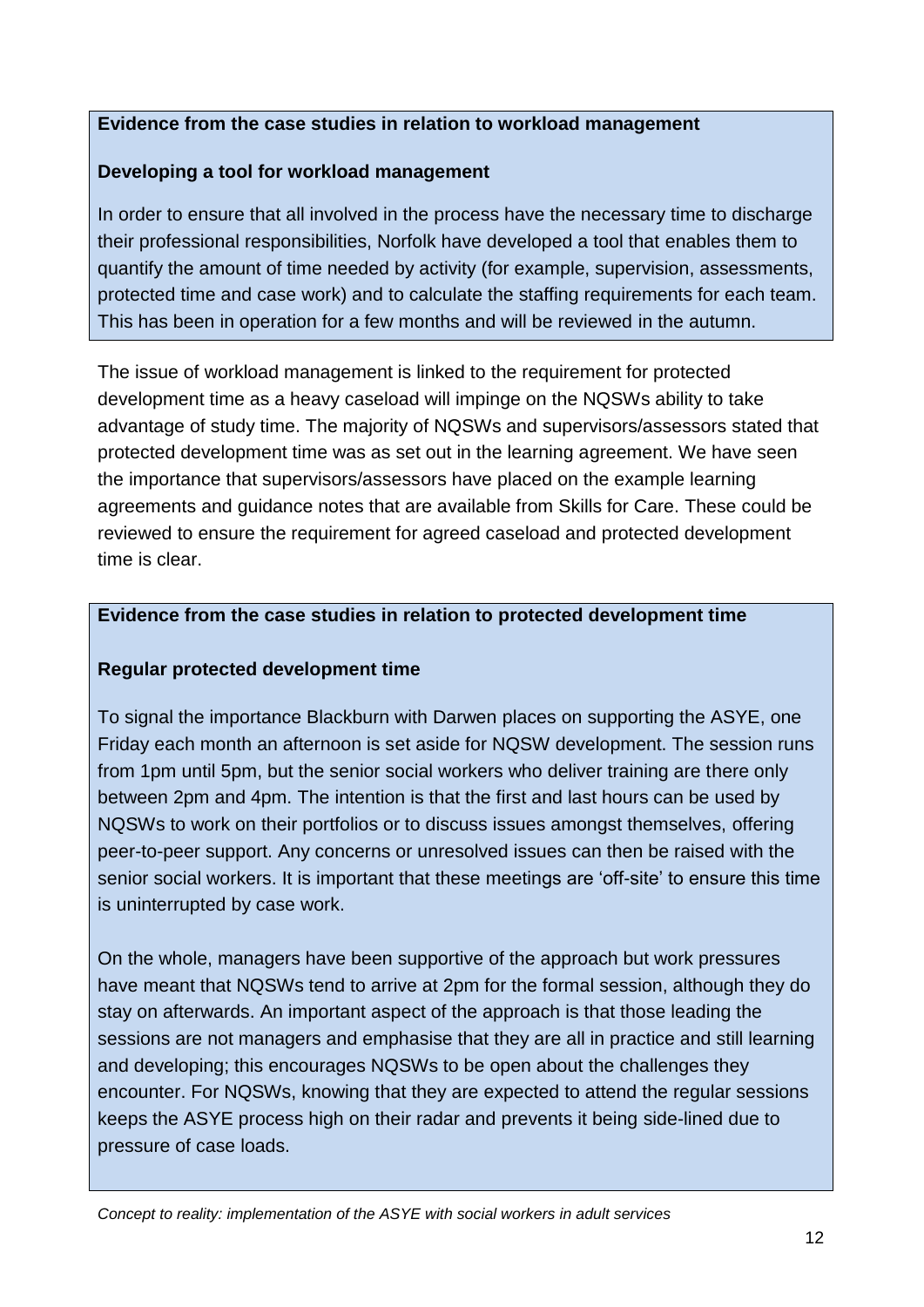**Evidence from the case studies in relation to workload management**

**Developing a tool for workload management**

In order to ensure that all involved in the process have the necessary time to discharge their professional responsibilities, Norfolk have developed a tool that enables them to quantify the amount of time needed by activity (for example, supervision, assessments, protected time and case work) and to calculate the staffing requirements for each team. This has been in operation for a few months and will be reviewed in the autumn.

The issue of workload management is linked to the requirement for protected development time as a heavy caseload will impinge on the NQSWs ability to take advantage of study time. The majority of NQSWs and supervisors/assessors stated that protected development time was as set out in the learning agreement. We have seen the importance that supervisors/assessors have placed on the example learning agreements and guidance notes that are available from Skills for Care. These could be reviewed to ensure the requirement for agreed caseload and protected development time is clear.

**Evidence from the case studies in relation to protected development time**

**Regular protected development time**

To signal the importance Blackburn with Darwen places on supporting the ASYE, one Friday each month an afternoon is set aside for NQSW development. The session runs from 1pm until 5pm, but the senior social workers who deliver training are there only between 2pm and 4pm. The intention is that the first and last hours can be used by NQSWs to work on their portfolios or to discuss issues amongst themselves, offering peer-to-peer support. Any concerns or unresolved issues can then be raised with the senior social workers. It is important that these meetings are 'off-site' to ensure this time is uninterrupted by case work.

On the whole, managers have been supportive of the approach but work pressures have meant that NQSWs tend to arrive at 2pm for the formal session, although they do stay on afterwards. An important aspect of the approach is that those leading the sessions are not managers and emphasise that they are all in practice and still learning and developing; this encourages NQSWs to be open about the challenges they encounter. For NQSWs, knowing that they are expected to attend the regular sessions keeps the ASYE process high on their radar and prevents it being side-lined due to pressure of case loads.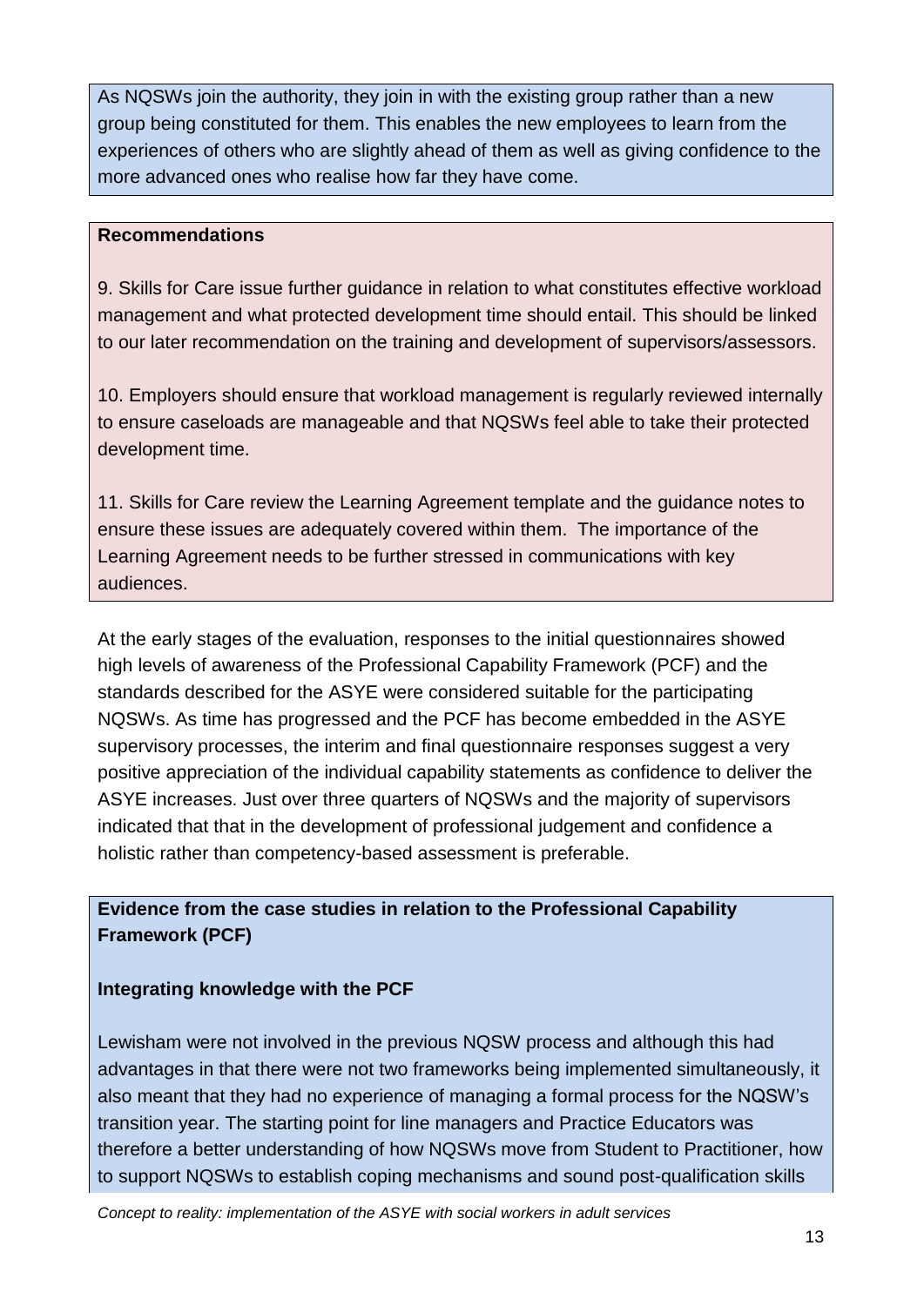As NQSWs join the authority, they join in with the existing group rather than a new group being constituted for them. This enables the new employees to learn from the experiences of others who are slightly ahead of them as well as giving confidence to the more advanced ones who realise how far they have come.

**Recommendations**

9. Skills for Care issue further guidance in relation to what constitutes effective workload management and what protected development time should entail. This should be linked to our later recommendation on the training and development of supervisors/assessors.

10. Employers should ensure that workload management is regularly reviewed internally to ensure caseloads are manageable and that NQSWs feel able to take their protected development time.

11. Skills for Care review the Learning Agreement template and the guidance notes to ensure these issues are adequately covered within them. The importance of the Learning Agreement needs to be further stressed in communications with key audiences.

At the early stages of the evaluation, responses to the initial questionnaires showed high levels of awareness of the Professional Capability Framework (PCF) and the standards described for the ASYE were considered suitable for the participating NQSWs. As time has progressed and the PCF has become embedded in the ASYE supervisory processes, the interim and final questionnaire responses suggest a very positive appreciation of the individual capability statements as confidence to deliver the ASYE increases. Just over three quarters of NQSWs and the majority of supervisors indicated that that in the development of professional judgement and confidence a holistic rather than competency-based assessment is preferable.

**Evidence from the case studies in relation to the Professional Capability Framework (PCF)**

**Integrating knowledge with the PCF**

Lewisham were not involved in the previous NQSW process and although this had advantages in that there were not two frameworks being implemented simultaneously, it also meant that they had no experience of managing a formal process for the NQSW's transition year. The starting point for line managers and Practice Educators was therefore a better understanding of how NQSWs move from Student to Practitioner, how to support NQSWs to establish coping mechanisms and sound post-qualification skills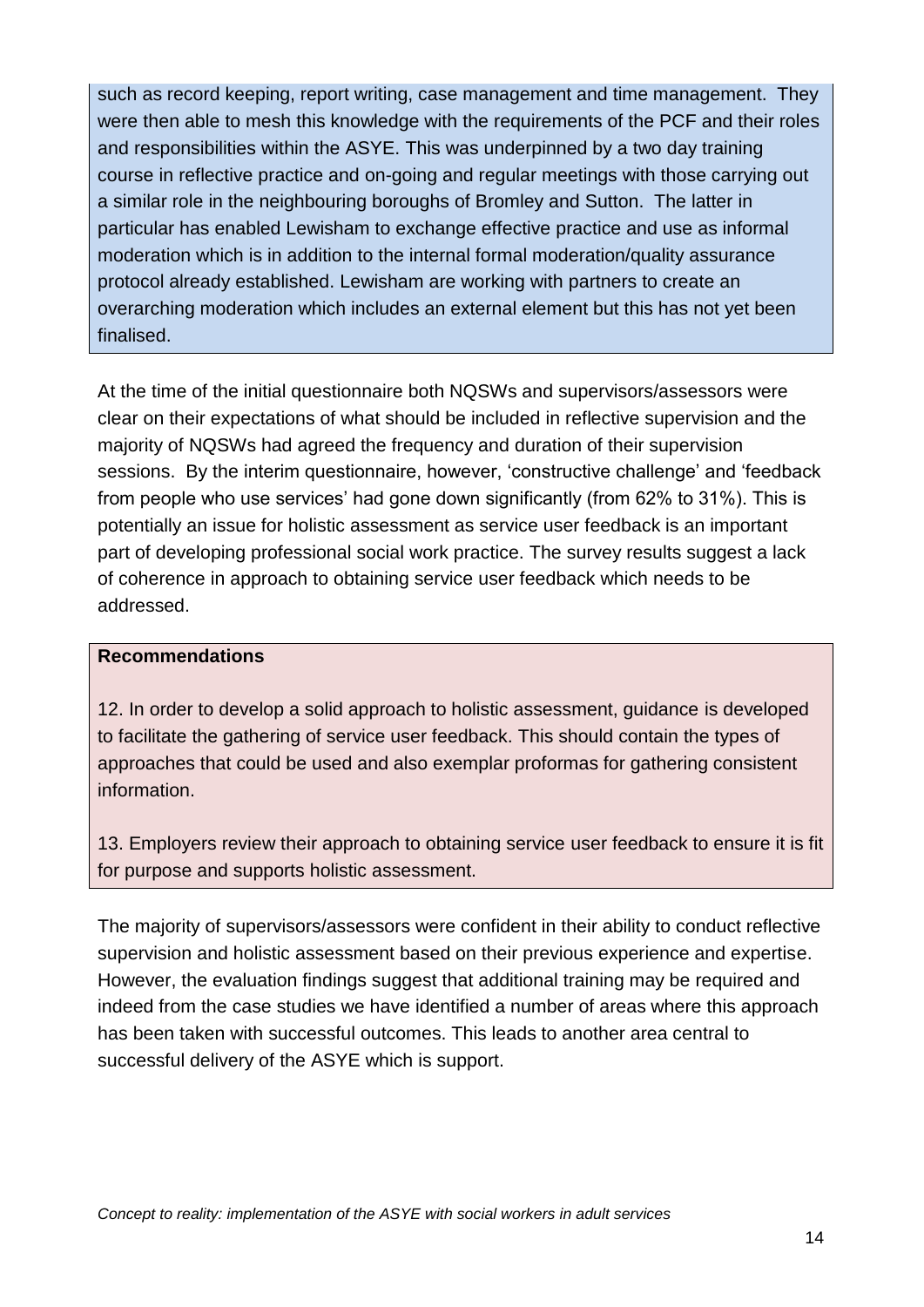such as record keeping, report writing, case management and time management. They were then able to mesh this knowledge with the requirements of the PCF and their roles and responsibilities within the ASYE. This was underpinned by a two day training course in reflective practice and on-going and regular meetings with those carrying out a similar role in the neighbouring boroughs of Bromley and Sutton. The latter in particular has enabled Lewisham to exchange effective practice and use as informal moderation which is in addition to the internal formal moderation/quality assurance protocol already established. Lewisham are working with partners to create an overarching moderation which includes an external element but this has not yet been finalised.

At the time of the initial questionnaire both NQSWs and supervisors/assessors were clear on their expectations of what should be included in reflective supervision and the majority of NQSWs had agreed the frequency and duration of their supervision sessions. By the interim questionnaire, however, 'constructive challenge' and 'feedback from people who use services' had gone down significantly (from 62% to 31%). This is potentially an issue for holistic assessment as service user feedback is an important part of developing professional social work practice. The survey results suggest a lack of coherence in approach to obtaining service user feedback which needs to be addressed.

**Recommendations**

12. In order to develop a solid approach to holistic assessment, guidance is developed to facilitate the gathering of service user feedback. This should contain the types of approaches that could be used and also exemplar proformas for gathering consistent information.

13. Employers review their approach to obtaining service user feedback to ensure it is fit for purpose and supports holistic assessment.

The majority of supervisors/assessors were confident in their ability to conduct reflective supervision and holistic assessment based on their previous experience and expertise. However, the evaluation findings suggest that additional training may be required and indeed from the case studies we have identified a number of areas where this approach has been taken with successful outcomes. This leads to another area central to successful delivery of the ASYE which is support.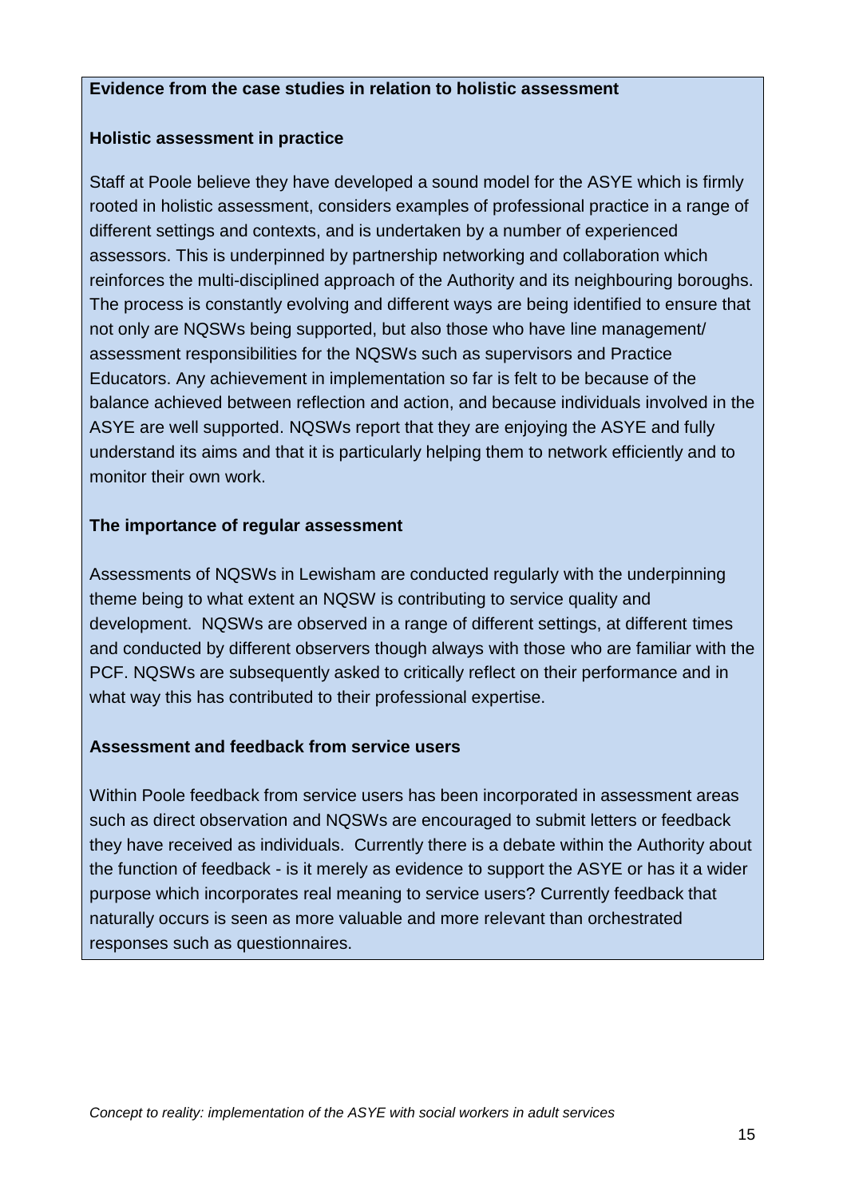**Evidence from the case studies in relation to holistic assessment**

**Holistic assessment in practice**

Staff at Poole believe they have developed a sound model for the ASYE which is firmly rooted in holistic assessment, considers examples of professional practice in a range of different settings and contexts, and is undertaken by a number of experienced assessors. This is underpinned by partnership networking and collaboration which reinforces the multi-disciplined approach of the Authority and its neighbouring boroughs. The process is constantly evolving and different ways are being identified to ensure that not only are NQSWs being supported, but also those who have line management/ assessment responsibilities for the NQSWs such as supervisors and Practice Educators. Any achievement in implementation so far is felt to be because of the balance achieved between reflection and action, and because individuals involved in the ASYE are well supported. NQSWs report that they are enjoying the ASYE and fully understand its aims and that it is particularly helping them to network efficiently and to monitor their own work.

**The importance of regular assessment**

Assessments of NQSWs in Lewisham are conducted regularly with the underpinning theme being to what extent an NQSW is contributing to service quality and development. NQSWs are observed in a range of different settings, at different times and conducted by different observers though always with those who are familiar with the PCF. NQSWs are subsequently asked to critically reflect on their performance and in what way this has contributed to their professional expertise.

**Assessment and feedback from service users**

Within Poole feedback from service users has been incorporated in assessment areas such as direct observation and NQSWs are encouraged to submit letters or feedback they have received as individuals. Currently there is a debate within the Authority about the function of feedback - is it merely as evidence to support the ASYE or has it a wider purpose which incorporates real meaning to service users? Currently feedback that naturally occurs is seen as more valuable and more relevant than orchestrated responses such as questionnaires.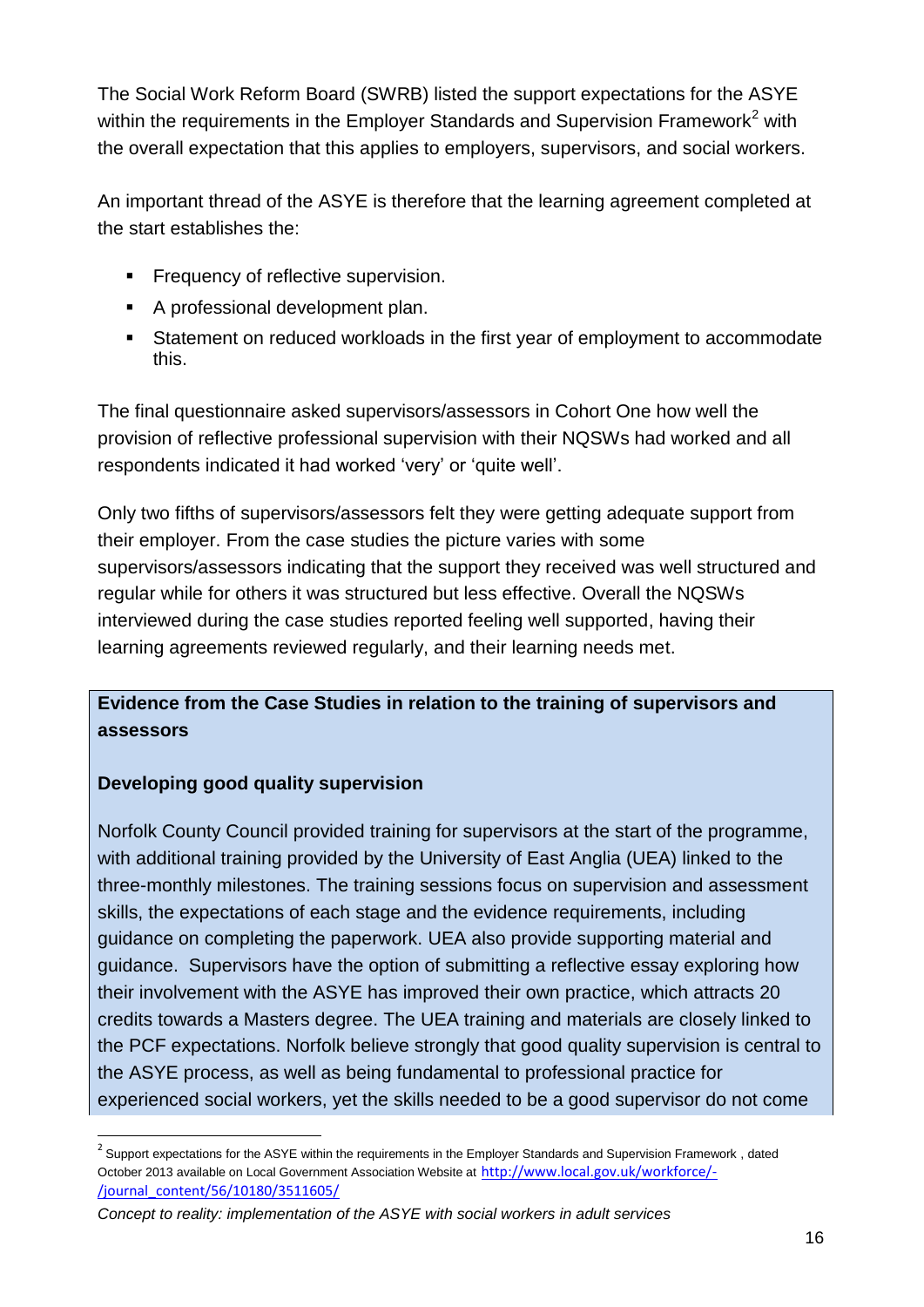The Social Work Reform Board (SWRB) listed the support expectations for the ASYE within the requirements in the Employer Standards and Supervision Framework[2] with the overall expectation that this applies to employers, supervisors, and social workers.

An important thread of the ASYE is therefore that the learning agreement completed at the start establishes the:

- Frequency of reflective supervision.
- A professional development plan.
- Statement on reduced workloads in the first year of employment to accommodate this.

The final questionnaire asked supervisors/assessors in Cohort One how well the provision of reflective professional supervision with their NQSWs had worked and all respondents indicated it had worked 'very' or 'quite well'.

Only two fifths of supervisors/assessors felt they were getting adequate support from their employer. From the case studies the picture varies with some supervisors/assessors indicating that the support they received was well structured and regular while for others it was structured but less effective. Overall the NQSWs interviewed during the case studies reported feeling well supported, having their learning agreements reviewed regularly, and their learning needs met.

**Evidence from the Case Studies in relation to the training of supervisors and assessors**

**Developing good quality supervision**

Norfolk County Council provided training for supervisors at the start of the programme, with additional training provided by the University of East Anglia (UEA) linked to the three-monthly milestones. The training sessions focus on supervision and assessment skills, the expectations of each stage and the evidence requirements, including guidance on completing the paperwork. UEA also provide supporting material and guidance. Supervisors have the option of submitting a reflective essay exploring how their involvement with the ASYE has improved their own practice, which attracts 20 credits towards a Masters degree. The UEA training and materials are closely linked to the PCF expectations. Norfolk believe strongly that good quality supervision is central to the ASYE process, as well as being fundamental to professional practice for experienced social workers, yet the skills needed to be a good supervisor do not come

[2] Support expectations for the ASYE within the requirements in the Employer Standards and Supervision Framework , dated October 2013 available on Local Government Association Website at http://www.local.gov.uk/workforce/-/journal_content/56/10180/3511605/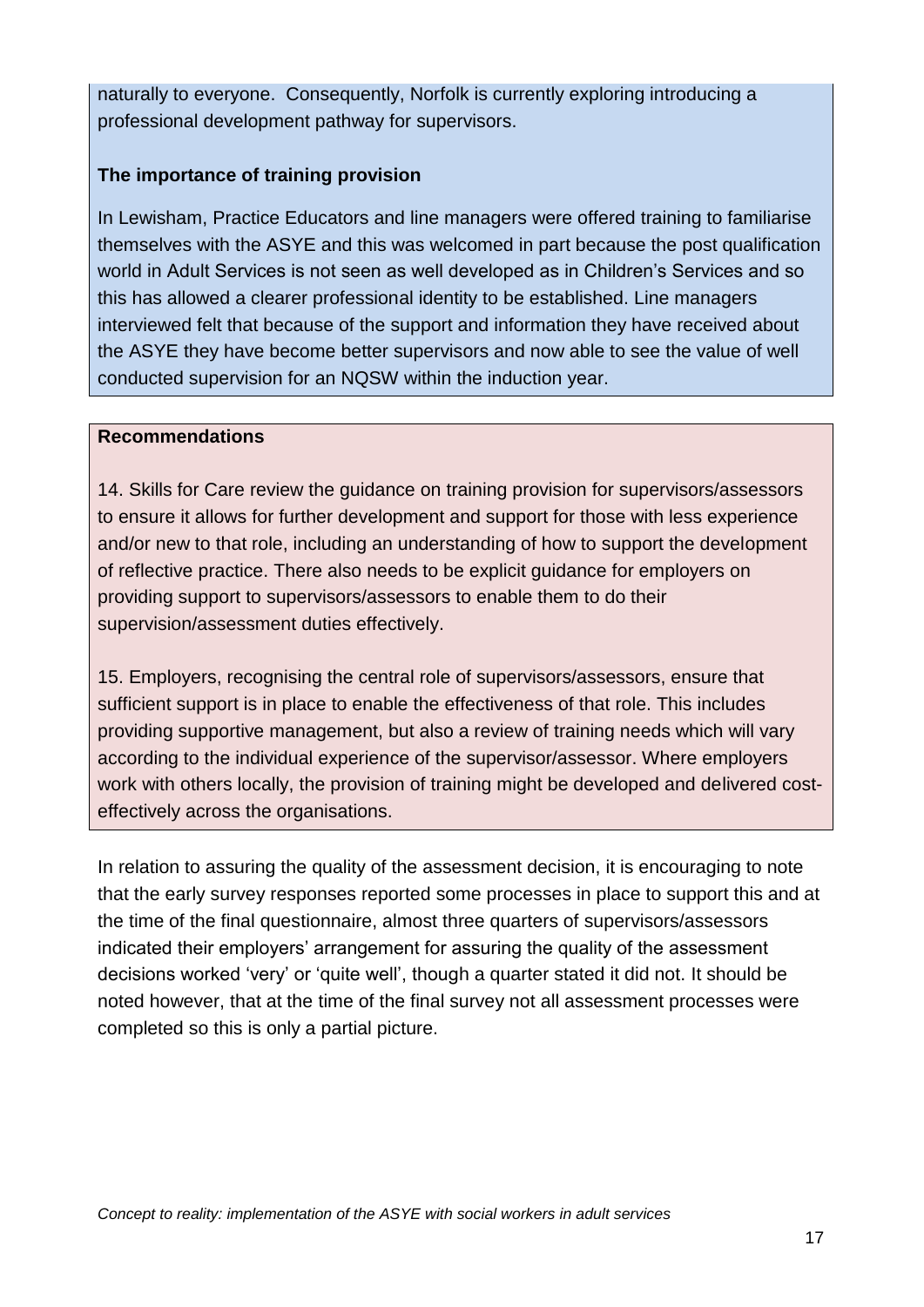naturally to everyone. Consequently, Norfolk is currently exploring introducing a professional development pathway for supervisors.

**The importance of training provision**

In Lewisham, Practice Educators and line managers were offered training to familiarise themselves with the ASYE and this was welcomed in part because the post qualification world in Adult Services is not seen as well developed as in Children's Services and so this has allowed a clearer professional identity to be established. Line managers interviewed felt that because of the support and information they have received about the ASYE they have become better supervisors and now able to see the value of well conducted supervision for an NQSW within the induction year.

**Recommendations**

14. Skills for Care review the guidance on training provision for supervisors/assessors to ensure it allows for further development and support for those with less experience and/or new to that role, including an understanding of how to support the development of reflective practice. There also needs to be explicit guidance for employers on providing support to supervisors/assessors to enable them to do their supervision/assessment duties effectively.

15. Employers, recognising the central role of supervisors/assessors, ensure that sufficient support is in place to enable the effectiveness of that role. This includes providing supportive management, but also a review of training needs which will vary according to the individual experience of the supervisor/assessor. Where employers work with others locally, the provision of training might be developed and delivered cost-effectively across the organisations.

In relation to assuring the quality of the assessment decision, it is encouraging to note that the early survey responses reported some processes in place to support this and at the time of the final questionnaire, almost three quarters of supervisors/assessors indicated their employers' arrangement for assuring the quality of the assessment decisions worked 'very' or 'quite well', though a quarter stated it did not. It should be noted however, that at the time of the final survey not all assessment processes were completed so this is only a partial picture.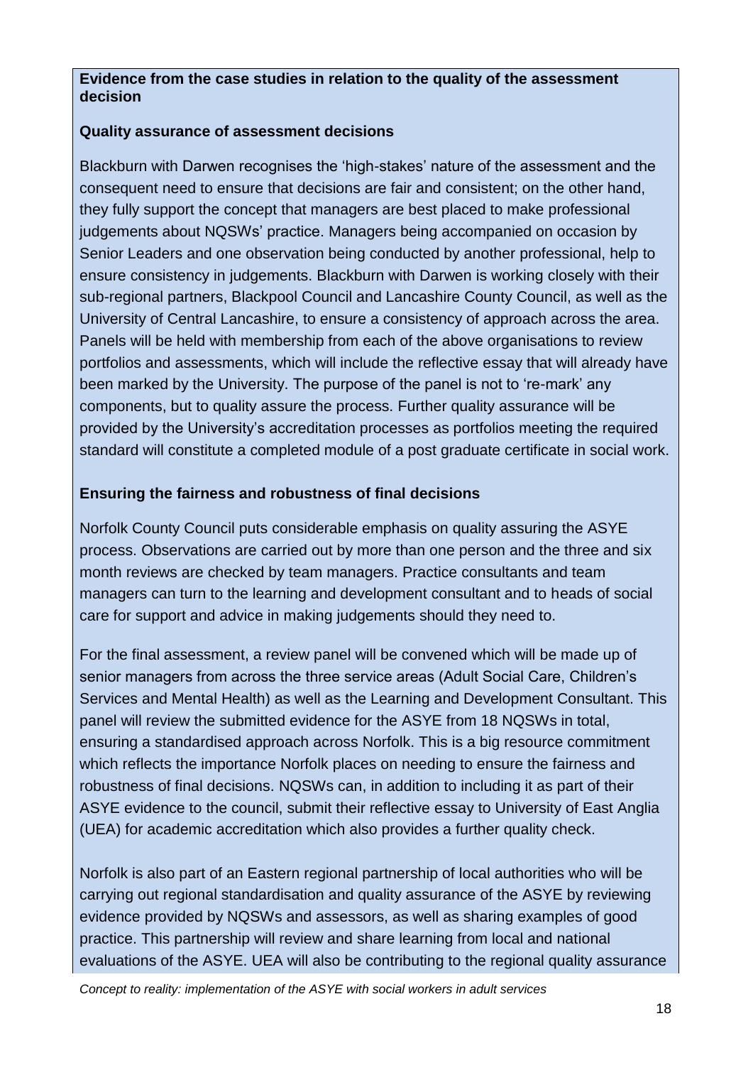**Evidence from the case studies in relation to the quality of the assessment decision**

**Quality assurance of assessment decisions**

Blackburn with Darwen recognises the 'high-stakes' nature of the assessment and the consequent need to ensure that decisions are fair and consistent; on the other hand, they fully support the concept that managers are best placed to make professional judgements about NQSWs' practice. Managers being accompanied on occasion by Senior Leaders and one observation being conducted by another professional, help to ensure consistency in judgements. Blackburn with Darwen is working closely with their sub-regional partners, Blackpool Council and Lancashire County Council, as well as the University of Central Lancashire, to ensure a consistency of approach across the area. Panels will be held with membership from each of the above organisations to review portfolios and assessments, which will include the reflective essay that will already have been marked by the University. The purpose of the panel is not to 're-mark' any components, but to quality assure the process. Further quality assurance will be provided by the University's accreditation processes as portfolios meeting the required standard will constitute a completed module of a post graduate certificate in social work.

**Ensuring the fairness and robustness of final decisions**

Norfolk County Council puts considerable emphasis on quality assuring the ASYE process. Observations are carried out by more than one person and the three and six month reviews are checked by team managers. Practice consultants and team managers can turn to the learning and development consultant and to heads of social care for support and advice in making judgements should they need to.

For the final assessment, a review panel will be convened which will be made up of senior managers from across the three service areas (Adult Social Care, Children's Services and Mental Health) as well as the Learning and Development Consultant. This panel will review the submitted evidence for the ASYE from 18 NQSWs in total, ensuring a standardised approach across Norfolk. This is a big resource commitment which reflects the importance Norfolk places on needing to ensure the fairness and robustness of final decisions. NQSWs can, in addition to including it as part of their ASYE evidence to the council, submit their reflective essay to University of East Anglia (UEA) for academic accreditation which also provides a further quality check.

Norfolk is also part of an Eastern regional partnership of local authorities who will be carrying out regional standardisation and quality assurance of the ASYE by reviewing evidence provided by NQSWs and assessors, as well as sharing examples of good practice. This partnership will review and share learning from local and national evaluations of the ASYE. UEA will also be contributing to the regional quality assurance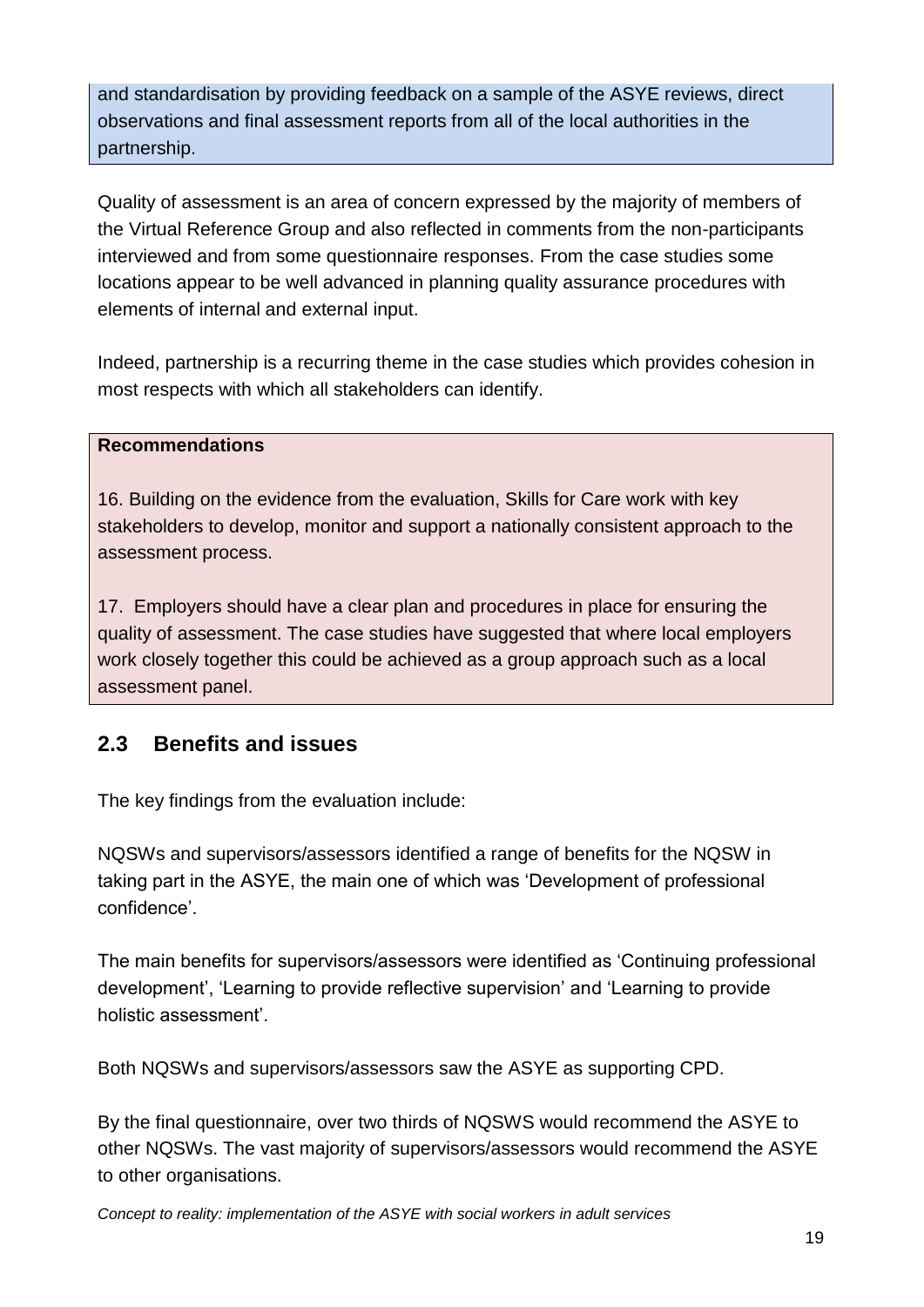and standardisation by providing feedback on a sample of the ASYE reviews, direct observations and final assessment reports from all of the local authorities in the partnership.

Quality of assessment is an area of concern expressed by the majority of members of the Virtual Reference Group and also reflected in comments from the non-participants interviewed and from some questionnaire responses. From the case studies some locations appear to be well advanced in planning quality assurance procedures with elements of internal and external input.

Indeed, partnership is a recurring theme in the case studies which provides cohesion in most respects with which all stakeholders can identify.

**Recommendations**

16. Building on the evidence from the evaluation, Skills for Care work with key stakeholders to develop, monitor and support a nationally consistent approach to the assessment process.

17. Employers should have a clear plan and procedures in place for ensuring the quality of assessment. The case studies have suggested that where local employers work closely together this could be achieved as a group approach such as a local assessment panel.

## 2.3 Benefits and issues

The key findings from the evaluation include:

NQSWs and supervisors/assessors identified a range of benefits for the NQSW in taking part in the ASYE, the main one of which was 'Development of professional confidence'.

The main benefits for supervisors/assessors were identified as 'Continuing professional development', 'Learning to provide reflective supervision' and 'Learning to provide holistic assessment'.

Both NQSWs and supervisors/assessors saw the ASYE as supporting CPD.

By the final questionnaire, over two thirds of NQSWS would recommend the ASYE to other NQSWs. The vast majority of supervisors/assessors would recommend the ASYE to other organisations.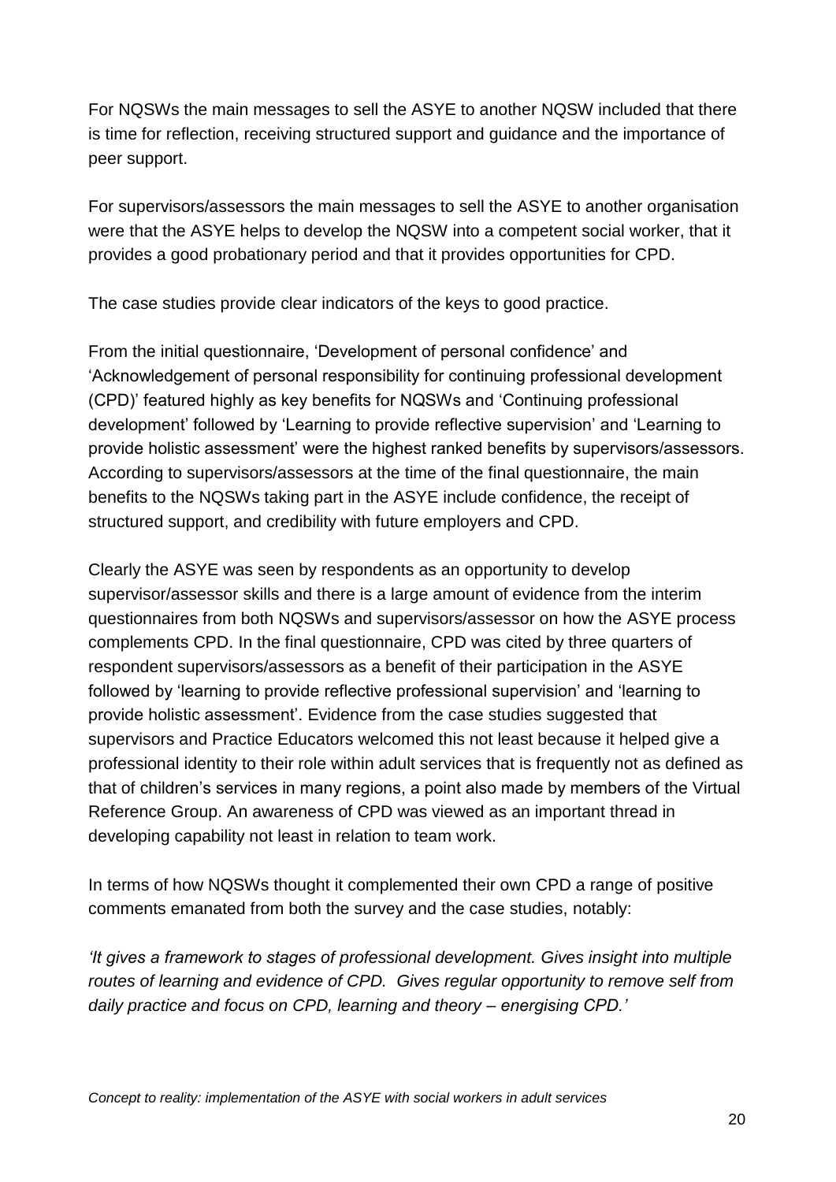For NQSWs the main messages to sell the ASYE to another NQSW included that there is time for reflection, receiving structured support and guidance and the importance of peer support.

For supervisors/assessors the main messages to sell the ASYE to another organisation were that the ASYE helps to develop the NQSW into a competent social worker, that it provides a good probationary period and that it provides opportunities for CPD.

The case studies provide clear indicators of the keys to good practice.

From the initial questionnaire, 'Development of personal confidence' and 'Acknowledgement of personal responsibility for continuing professional development (CPD)' featured highly as key benefits for NQSWs and 'Continuing professional development' followed by 'Learning to provide reflective supervision' and 'Learning to provide holistic assessment' were the highest ranked benefits by supervisors/assessors. According to supervisors/assessors at the time of the final questionnaire, the main benefits to the NQSWs taking part in the ASYE include confidence, the receipt of structured support, and credibility with future employers and CPD.

Clearly the ASYE was seen by respondents as an opportunity to develop supervisor/assessor skills and there is a large amount of evidence from the interim questionnaires from both NQSWs and supervisors/assessor on how the ASYE process complements CPD. In the final questionnaire, CPD was cited by three quarters of respondent supervisors/assessors as a benefit of their participation in the ASYE followed by 'learning to provide reflective professional supervision' and 'learning to provide holistic assessment'. Evidence from the case studies suggested that supervisors and Practice Educators welcomed this not least because it helped give a professional identity to their role within adult services that is frequently not as defined as that of children's services in many regions, a point also made by members of the Virtual Reference Group. An awareness of CPD was viewed as an important thread in developing capability not least in relation to team work.

In terms of how NQSWs thought it complemented their own CPD a range of positive comments emanated from both the survey and the case studies, notably:

*'It gives a framework to stages of professional development. Gives insight into multiple routes of learning and evidence of CPD. Gives regular opportunity to remove self from daily practice and focus on CPD, learning and theory – energising CPD.'*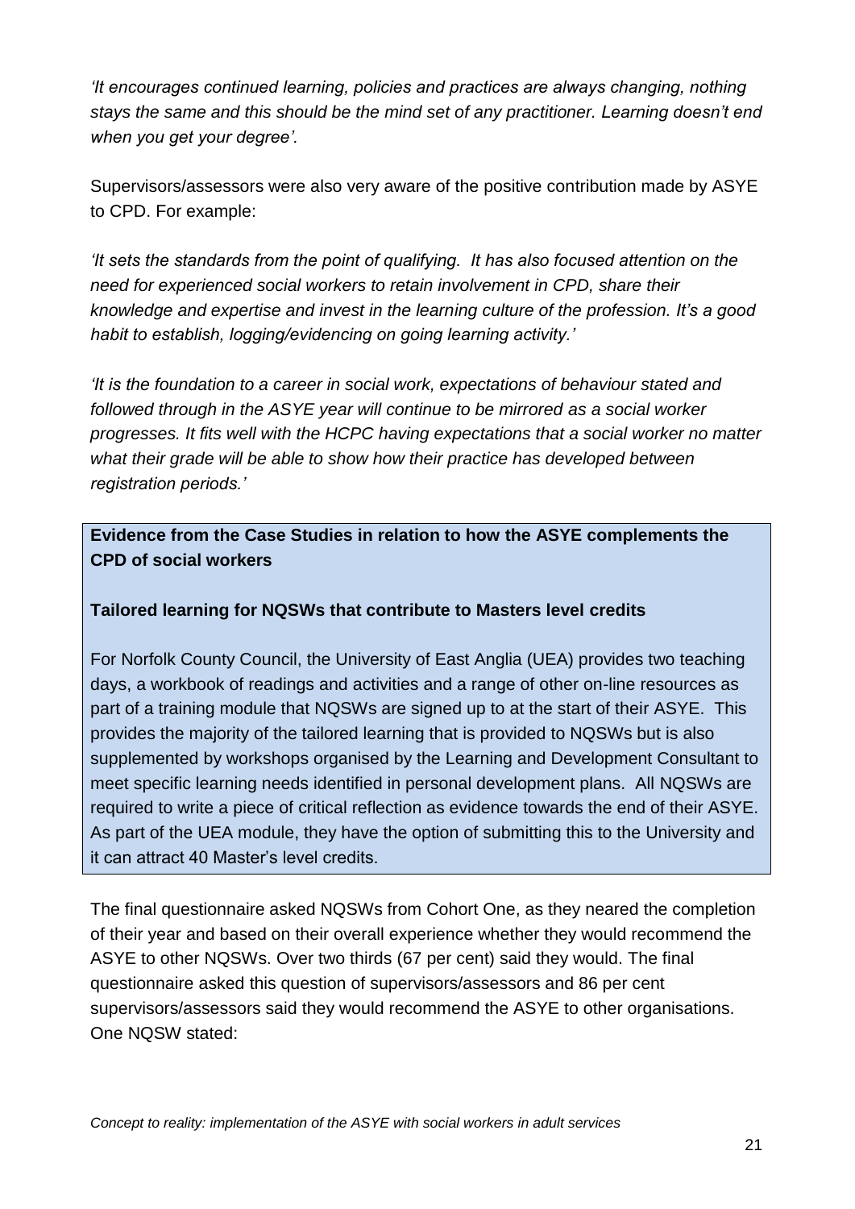*'It encourages continued learning, policies and practices are always changing, nothing stays the same and this should be the mind set of any practitioner. Learning doesn't end when you get your degree'.*

Supervisors/assessors were also very aware of the positive contribution made by ASYE to CPD. For example:

*'It sets the standards from the point of qualifying. It has also focused attention on the need for experienced social workers to retain involvement in CPD, share their knowledge and expertise and invest in the learning culture of the profession. It's a good habit to establish, logging/evidencing on going learning activity.'*

*'It is the foundation to a career in social work, expectations of behaviour stated and followed through in the ASYE year will continue to be mirrored as a social worker progresses. It fits well with the HCPC having expectations that a social worker no matter what their grade will be able to show how their practice has developed between registration periods.'*

**Evidence from the Case Studies in relation to how the ASYE complements the CPD of social workers**

**Tailored learning for NQSWs that contribute to Masters level credits**

For Norfolk County Council, the University of East Anglia (UEA) provides two teaching days, a workbook of readings and activities and a range of other on-line resources as part of a training module that NQSWs are signed up to at the start of their ASYE. This provides the majority of the tailored learning that is provided to NQSWs but is also supplemented by workshops organised by the Learning and Development Consultant to meet specific learning needs identified in personal development plans. All NQSWs are required to write a piece of critical reflection as evidence towards the end of their ASYE. As part of the UEA module, they have the option of submitting this to the University and it can attract 40 Master's level credits.

The final questionnaire asked NQSWs from Cohort One, as they neared the completion of their year and based on their overall experience whether they would recommend the ASYE to other NQSWs. Over two thirds (67 per cent) said they would. The final questionnaire asked this question of supervisors/assessors and 86 per cent supervisors/assessors said they would recommend the ASYE to other organisations. One NQSW stated: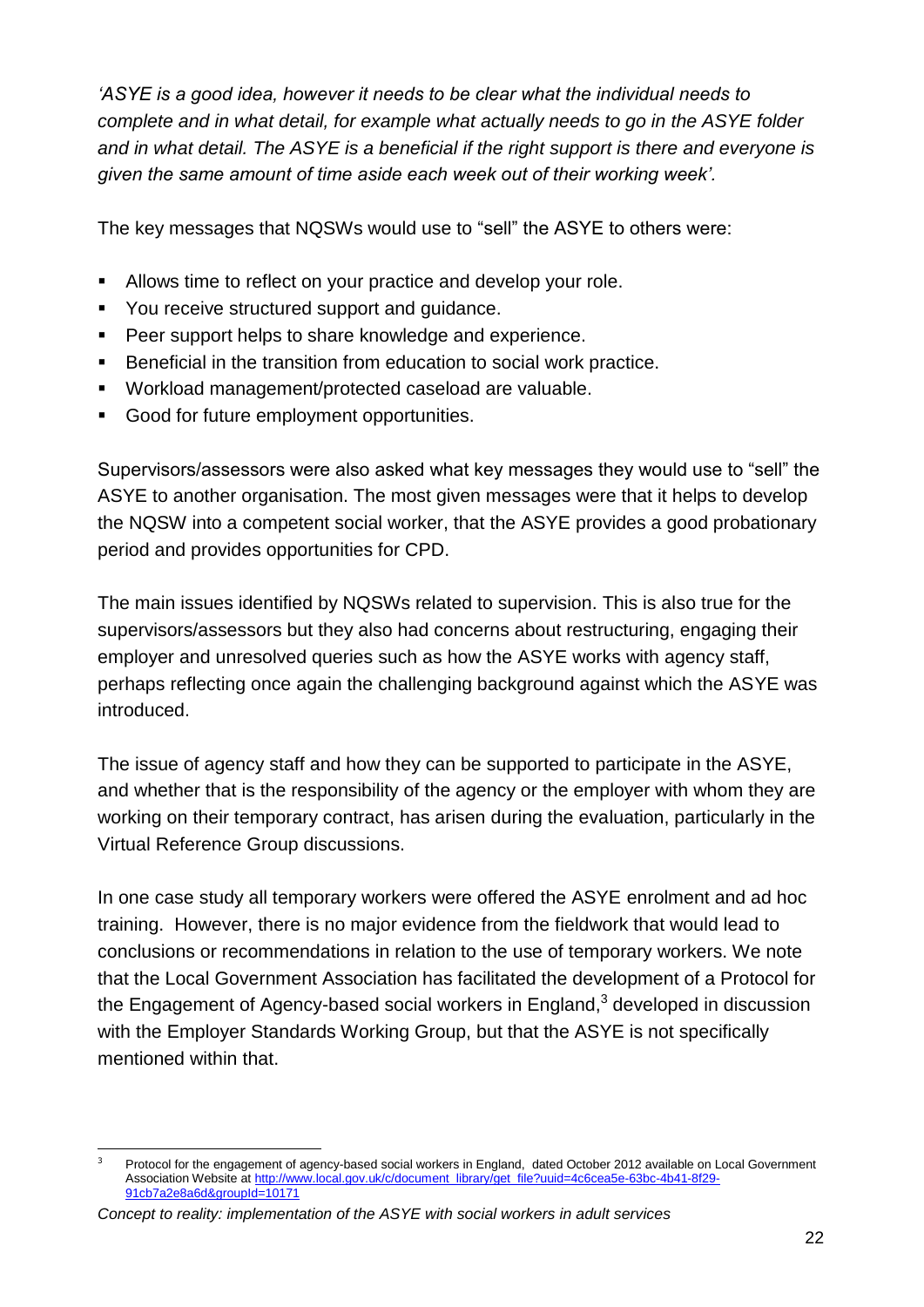*'ASYE is a good idea, however it needs to be clear what the individual needs to complete and in what detail, for example what actually needs to go in the ASYE folder and in what detail. The ASYE is a beneficial if the right support is there and everyone is given the same amount of time aside each week out of their working week'.*

The key messages that NQSWs would use to "sell" the ASYE to others were:

- Allows time to reflect on your practice and develop your role.
- You receive structured support and guidance.
- Peer support helps to share knowledge and experience.
- Beneficial in the transition from education to social work practice.
- Workload management/protected caseload are valuable.
- Good for future employment opportunities.

Supervisors/assessors were also asked what key messages they would use to "sell" the ASYE to another organisation. The most given messages were that it helps to develop the NQSW into a competent social worker, that the ASYE provides a good probationary period and provides opportunities for CPD.

The main issues identified by NQSWs related to supervision. This is also true for the supervisors/assessors but they also had concerns about restructuring, engaging their employer and unresolved queries such as how the ASYE works with agency staff, perhaps reflecting once again the challenging background against which the ASYE was introduced.

The issue of agency staff and how they can be supported to participate in the ASYE, and whether that is the responsibility of the agency or the employer with whom they are working on their temporary contract, has arisen during the evaluation, particularly in the Virtual Reference Group discussions.

In one case study all temporary workers were offered the ASYE enrolment and ad hoc training. However, there is no major evidence from the fieldwork that would lead to conclusions or recommendations in relation to the use of temporary workers. We note that the Local Government Association has facilitated the development of a Protocol for the Engagement of Agency-based social workers in England,[3] developed in discussion with the Employer Standards Working Group, but that the ASYE is not specifically mentioned within that.

[3] Protocol for the engagement of agency-based social workers in England, dated October 2012 available on Local Government Association Website at http://www.local.gov.uk/c/document_library/get_file?uuid=4c6cea5e-63bc-4b41-8f29-91cb7a2e8a6d&groupId=10171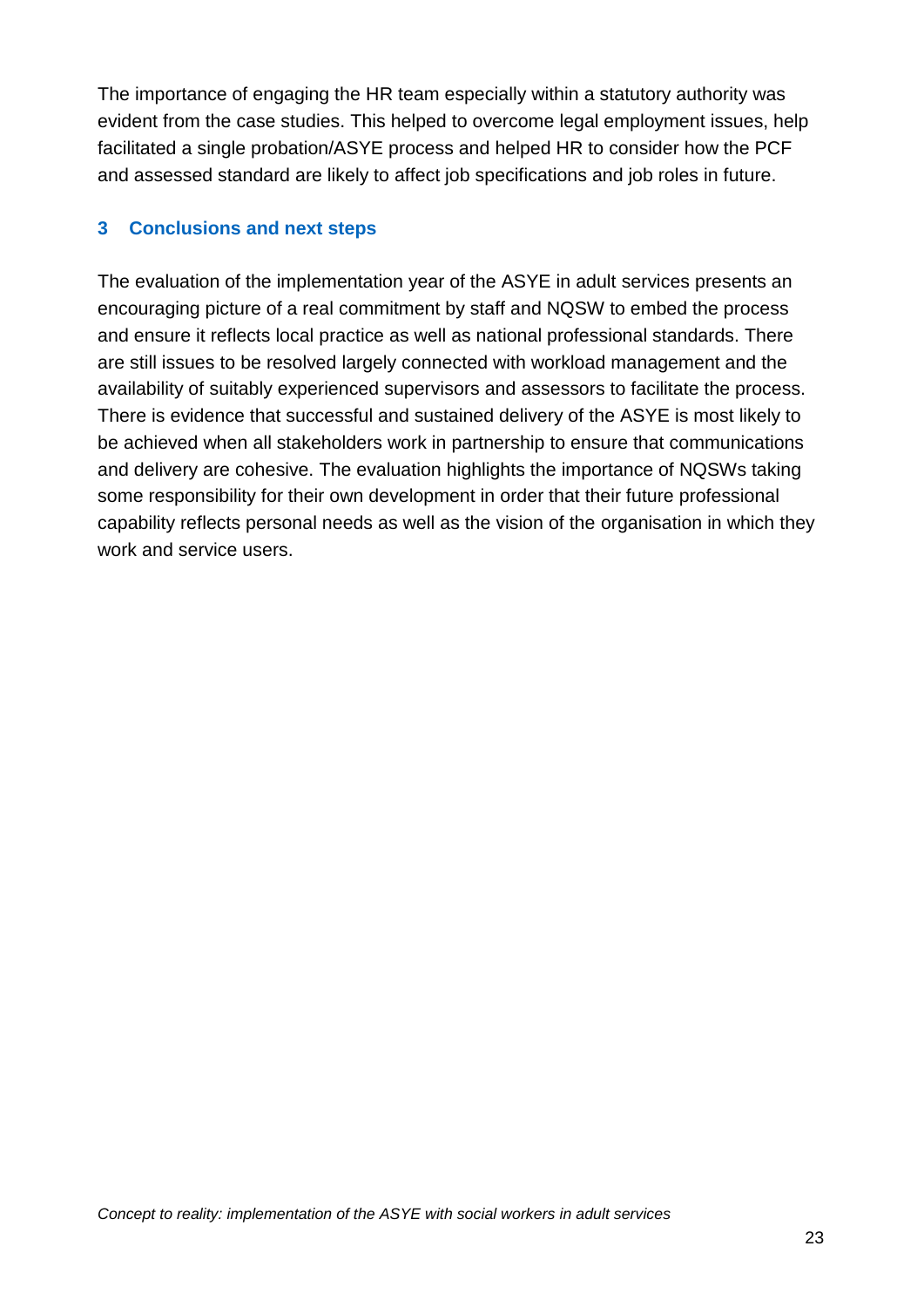The importance of engaging the HR team especially within a statutory authority was evident from the case studies. This helped to overcome legal employment issues, help facilitated a single probation/ASYE process and helped HR to consider how the PCF and assessed standard are likely to affect job specifications and job roles in future.

## 3 Conclusions and next steps

The evaluation of the implementation year of the ASYE in adult services presents an encouraging picture of a real commitment by staff and NQSW to embed the process and ensure it reflects local practice as well as national professional standards. There are still issues to be resolved largely connected with workload management and the availability of suitably experienced supervisors and assessors to facilitate the process. There is evidence that successful and sustained delivery of the ASYE is most likely to be achieved when all stakeholders work in partnership to ensure that communications and delivery are cohesive. The evaluation highlights the importance of NQSWs taking some responsibility for their own development in order that their future professional capability reflects personal needs as well as the vision of the organisation in which they work and service users.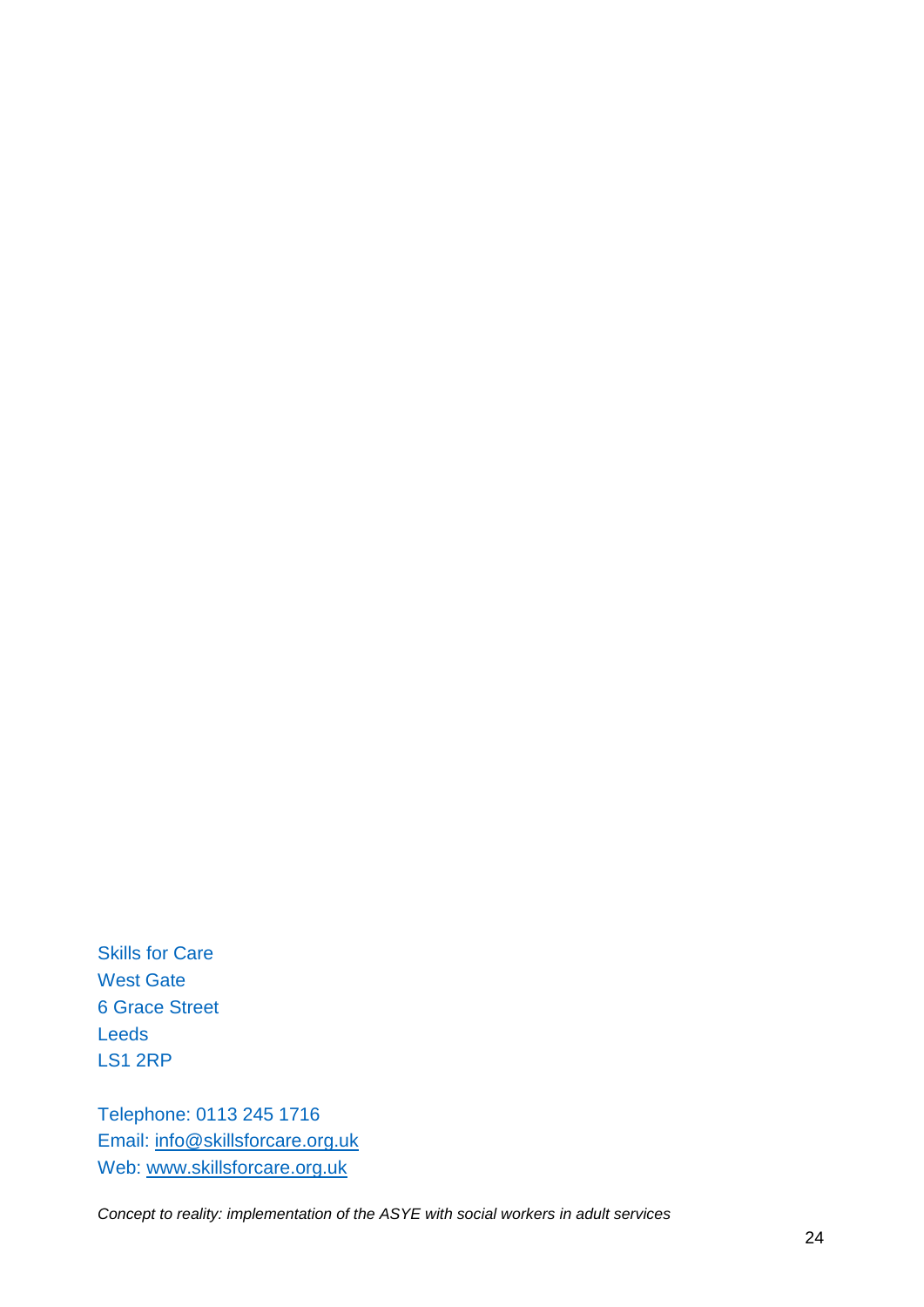Skills for Care
West Gate
6 Grace Street
Leeds
LS1 2RP

Telephone: 0113 245 1716
Email: [info@skillsforcare.org.uk](mailto:info@skillsforcare.org.uk)
Web: [www.skillsforcare.org.uk](http://www.skillsforcare.org.uk)